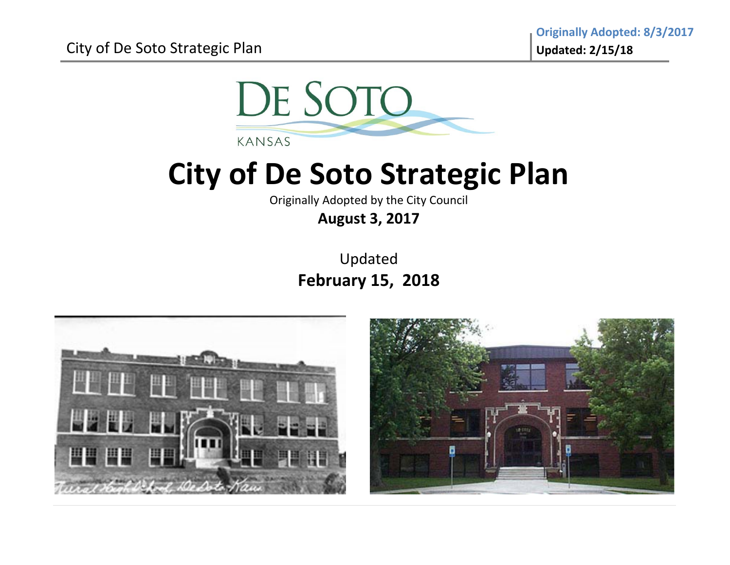DE SOTO

KANSAS

# City of De Soto Strategic Plan

Originally Adopted by the City Council

**August 3, 2017**

Updated

**February 15, 2018**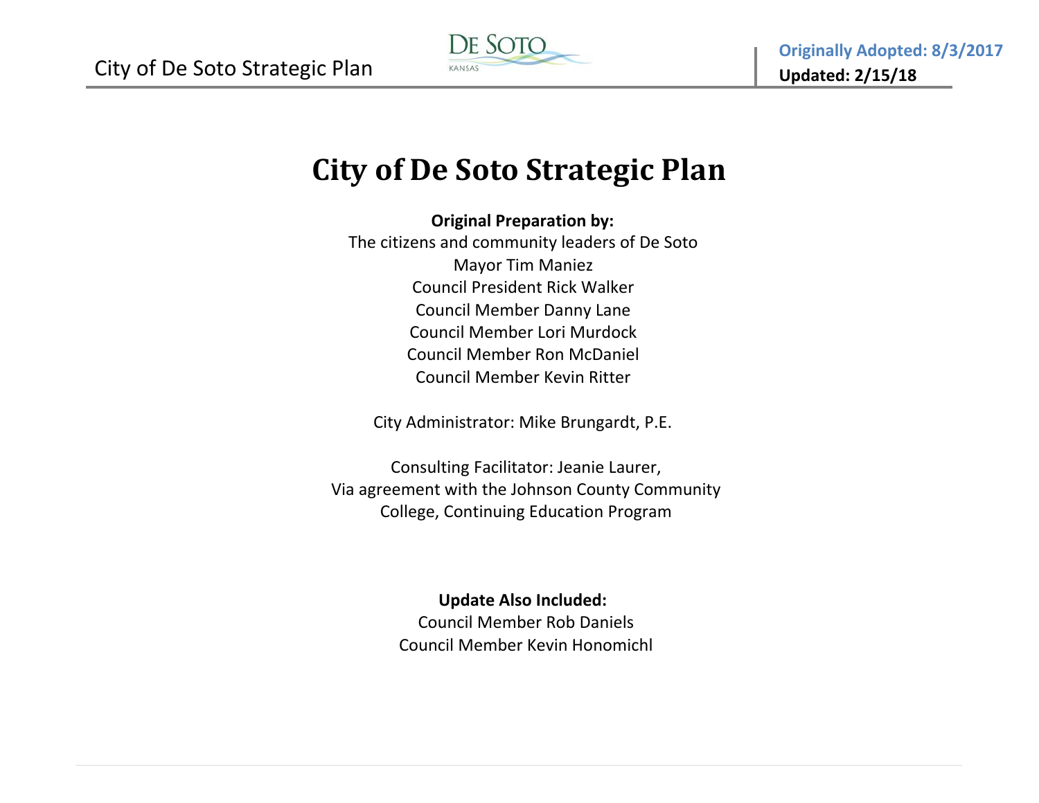# City of De Soto Strategic Plan

**Original Preparation by:**

The citizens and community leaders of De Soto
Mayor Tim Maniez
Council President Rick Walker
Council Member Danny Lane
Council Member Lori Murdock
Council Member Ron McDaniel
Council Member Kevin Ritter

City Administrator: Mike Brungardt, P.E.

Consulting Facilitator: Jeanie Laurer,
Via agreement with the Johnson County Community College, Continuing Education Program

**Update Also Included:**

Council Member Rob Daniels
Council Member Kevin Honomichl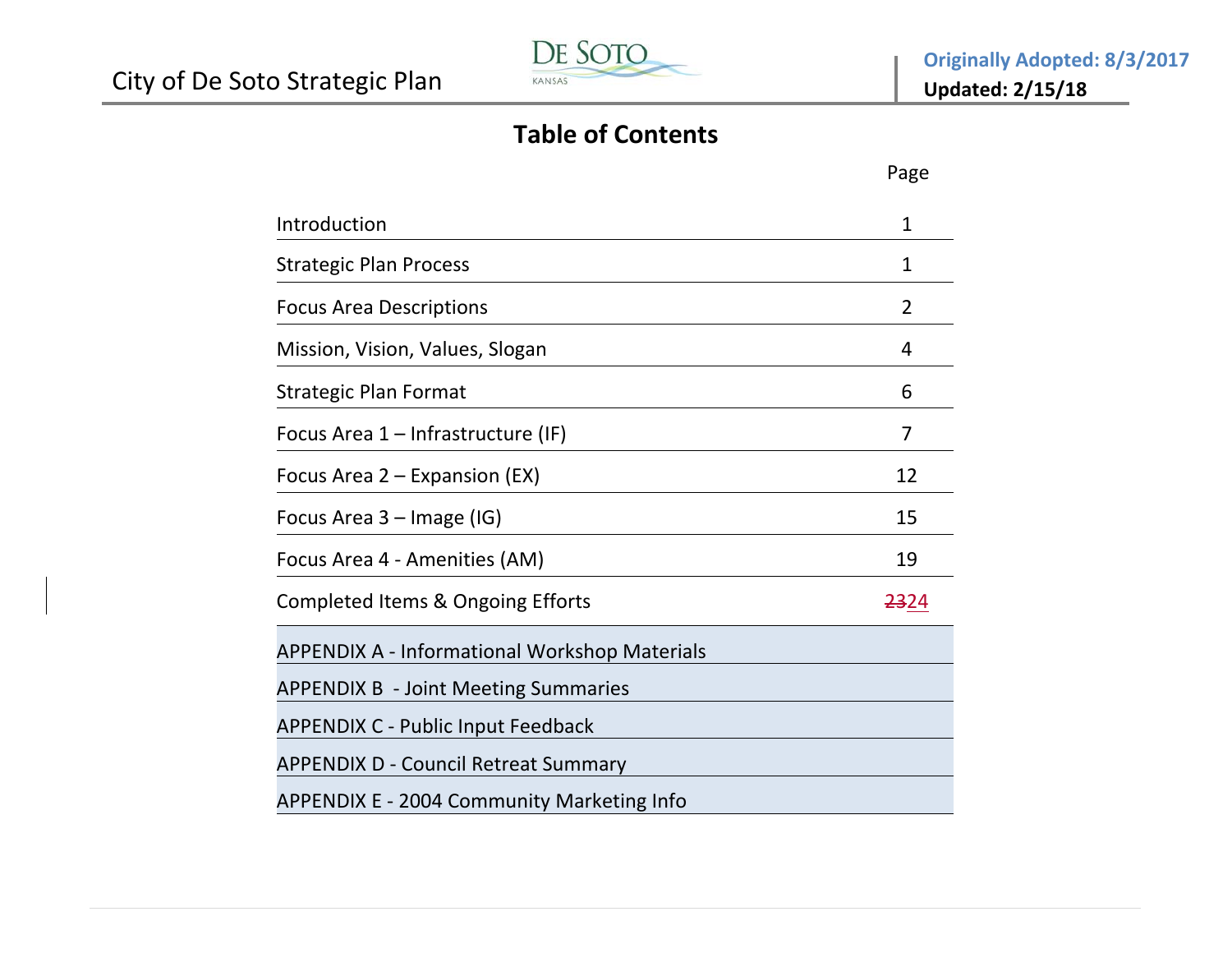# Table of Contents

| | Page |
|---|---|
| Introduction | 1 |
| Strategic Plan Process | 1 |
| Focus Area Descriptions | 2 |
| Mission, Vision, Values, Slogan | 4 |
| Strategic Plan Format | 6 |
| Focus Area 1 – Infrastructure (IF) | 7 |
| Focus Area 2 – Expansion (EX) | 12 |
| Focus Area 3 – Image (IG) | 15 |
| Focus Area 4 - Amenities (AM) | 19 |
| Completed Items & Ongoing Efforts | ~~23~~24 |
| APPENDIX A - Informational Workshop Materials | |
| APPENDIX B - Joint Meeting Summaries | |
| APPENDIX C - Public Input Feedback | |
| APPENDIX D - Council Retreat Summary | |
| APPENDIX E - 2004 Community Marketing Info | |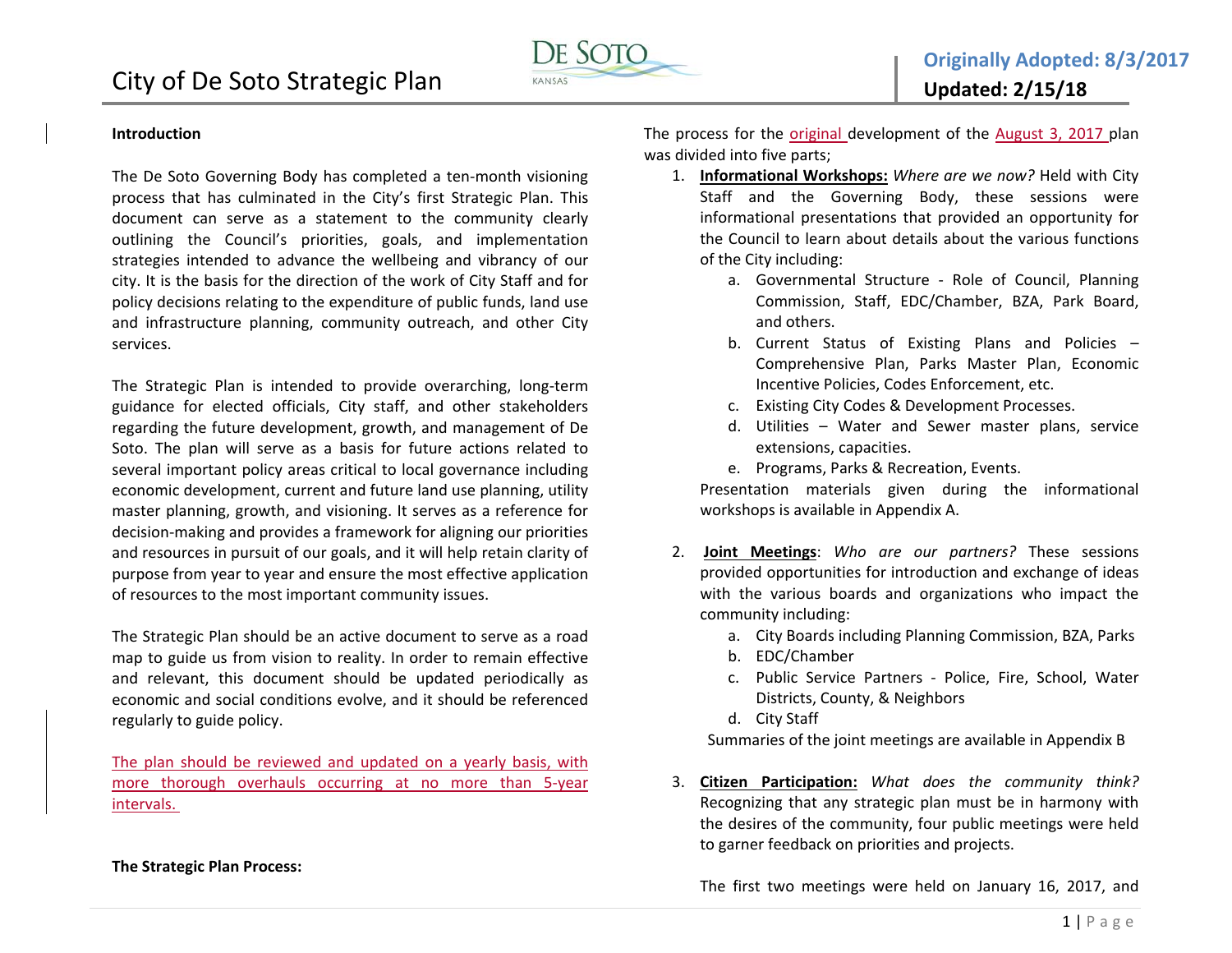## Introduction

The De Soto Governing Body has completed a ten-month visioning process that has culminated in the City's first Strategic Plan. This document can serve as a statement to the community clearly outlining the Council's priorities, goals, and implementation strategies intended to advance the wellbeing and vibrancy of our city. It is the basis for the direction of the work of City Staff and for policy decisions relating to the expenditure of public funds, land use and infrastructure planning, community outreach, and other City services.

The Strategic Plan is intended to provide overarching, long-term guidance for elected officials, City staff, and other stakeholders regarding the future development, growth, and management of De Soto. The plan will serve as a basis for future actions related to several important policy areas critical to local governance including economic development, current and future land use planning, utility master planning, growth, and visioning. It serves as a reference for decision-making and provides a framework for aligning our priorities and resources in pursuit of our goals, and it will help retain clarity of purpose from year to year and ensure the most effective application of resources to the most important community issues.

The Strategic Plan should be an active document to serve as a road map to guide us from vision to reality. In order to remain effective and relevant, this document should be updated periodically as economic and social conditions evolve, and it should be referenced regularly to guide policy.

The plan should be reviewed and updated on a yearly basis, with more thorough overhauls occurring at no more than 5-year intervals.

## The Strategic Plan Process:

The process for the original development of the August 3, 2017 plan was divided into five parts;

1. **Informational Workshops:** *Where are we now?* Held with City Staff and the Governing Body, these sessions were informational presentations that provided an opportunity for the Council to learn about details about the various functions of the City including:
   a. Governmental Structure - Role of Council, Planning Commission, Staff, EDC/Chamber, BZA, Park Board, and others.
   b. Current Status of Existing Plans and Policies – Comprehensive Plan, Parks Master Plan, Economic Incentive Policies, Codes Enforcement, etc.
   c. Existing City Codes & Development Processes.
   d. Utilities – Water and Sewer master plans, service extensions, capacities.
   e. Programs, Parks & Recreation, Events.

   Presentation materials given during the informational workshops is available in Appendix A.

2. **Joint Meetings**: *Who are our partners?* These sessions provided opportunities for introduction and exchange of ideas with the various boards and organizations who impact the community including:
   a. City Boards including Planning Commission, BZA, Parks
   b. EDC/Chamber
   c. Public Service Partners - Police, Fire, School, Water Districts, County, & Neighbors
   d. City Staff

   Summaries of the joint meetings are available in Appendix B

3. **Citizen Participation:** *What does the community think?* Recognizing that any strategic plan must be in harmony with the desires of the community, four public meetings were held to garner feedback on priorities and projects.

   The first two meetings were held on January 16, 2017, and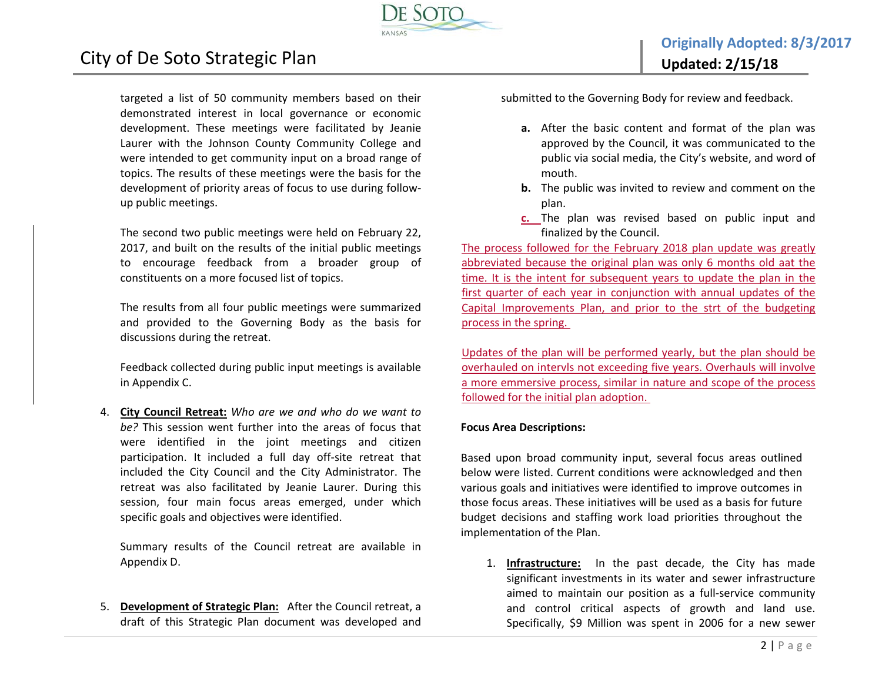targeted a list of 50 community members based on their demonstrated interest in local governance or economic development. These meetings were facilitated by Jeanie Laurer with the Johnson County Community College and were intended to get community input on a broad range of topics. The results of these meetings were the basis for the development of priority areas of focus to use during follow-up public meetings.

The second two public meetings were held on February 22, 2017, and built on the results of the initial public meetings to encourage feedback from a broader group of constituents on a more focused list of topics.

The results from all four public meetings were summarized and provided to the Governing Body as the basis for discussions during the retreat.

Feedback collected during public input meetings is available in Appendix C.

4. **City Council Retreat:** *Who are we and who do we want to be?* This session went further into the areas of focus that were identified in the joint meetings and citizen participation. It included a full day off-site retreat that included the City Council and the City Administrator. The retreat was also facilitated by Jeanie Laurer. During this session, four main focus areas emerged, under which specific goals and objectives were identified.

   Summary results of the Council retreat are available in Appendix D.

5. **Development of Strategic Plan:** After the Council retreat, a draft of this Strategic Plan document was developed and submitted to the Governing Body for review and feedback.

   a. After the basic content and format of the plan was approved by the Council, it was communicated to the public via social media, the City's website, and word of mouth.
   b. The public was invited to review and comment on the plan.
   c. The plan was revised based on public input and finalized by the Council.

The process followed for the February 2018 plan update was greatly abbreviated because the original plan was only 6 months old aat the time. It is the intent for subsequent years to update the plan in the first quarter of each year in conjunction with annual updates of the Capital Improvements Plan, and prior to the strt of the budgeting process in the spring.

Updates of the plan will be performed yearly, but the plan should be overhauled on intervls not exceeding five years. Overhauls will involve a more emmersive process, similar in nature and scope of the process followed for the initial plan adoption.

**Focus Area Descriptions:**

Based upon broad community input, several focus areas outlined below were listed. Current conditions were acknowledged and then various goals and initiatives were identified to improve outcomes in those focus areas. These initiatives will be used as a basis for future budget decisions and staffing work load priorities throughout the implementation of the Plan.

1. **Infrastructure:** In the past decade, the City has made significant investments in its water and sewer infrastructure aimed to maintain our position as a full-service community and control critical aspects of growth and land use. Specifically, $9 Million was spent in 2006 for a new sewer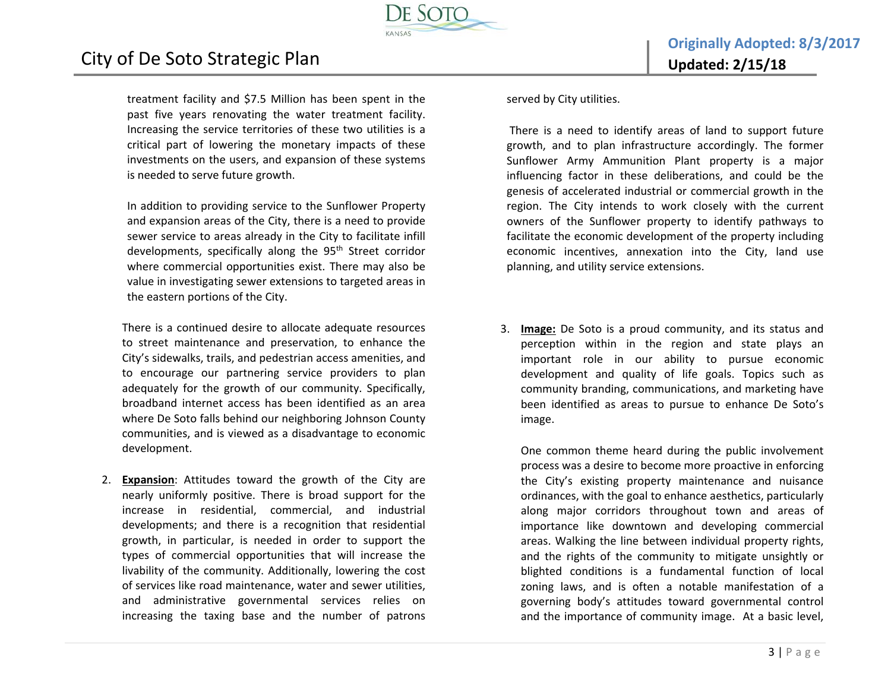treatment facility and $7.5 Million has been spent in the past five years renovating the water treatment facility. Increasing the service territories of these two utilities is a critical part of lowering the monetary impacts of these investments on the users, and expansion of these systems is needed to serve future growth.

In addition to providing service to the Sunflower Property and expansion areas of the City, there is a need to provide sewer service to areas already in the City to facilitate infill developments, specifically along the 95th Street corridor where commercial opportunities exist. There may also be value in investigating sewer extensions to targeted areas in the eastern portions of the City.

There is a continued desire to allocate adequate resources to street maintenance and preservation, to enhance the City's sidewalks, trails, and pedestrian access amenities, and to encourage our partnering service providers to plan adequately for the growth of our community. Specifically, broadband internet access has been identified as an area where De Soto falls behind our neighboring Johnson County communities, and is viewed as a disadvantage to economic development.

2. **Expansion**: Attitudes toward the growth of the City are nearly uniformly positive. There is broad support for the increase in residential, commercial, and industrial developments; and there is a recognition that residential growth, in particular, is needed in order to support the types of commercial opportunities that will increase the livability of the community. Additionally, lowering the cost of services like road maintenance, water and sewer utilities, and administrative governmental services relies on increasing the taxing base and the number of patrons served by City utilities.

   There is a need to identify areas of land to support future growth, and to plan infrastructure accordingly. The former Sunflower Army Ammunition Plant property is a major influencing factor in these deliberations, and could be the genesis of accelerated industrial or commercial growth in the region. The City intends to work closely with the current owners of the Sunflower property to identify pathways to facilitate the economic development of the property including economic incentives, annexation into the City, land use planning, and utility service extensions.

3. **Image:** De Soto is a proud community, and its status and perception within in the region and state plays an important role in our ability to pursue economic development and quality of life goals. Topics such as community branding, communications, and marketing have been identified as areas to pursue to enhance De Soto's image.

   One common theme heard during the public involvement process was a desire to become more proactive in enforcing the City's existing property maintenance and nuisance ordinances, with the goal to enhance aesthetics, particularly along major corridors throughout town and areas of importance like downtown and developing commercial areas. Walking the line between individual property rights, and the rights of the community to mitigate unsightly or blighted conditions is a fundamental function of local zoning laws, and is often a notable manifestation of a governing body's attitudes toward governmental control and the importance of community image. At a basic level,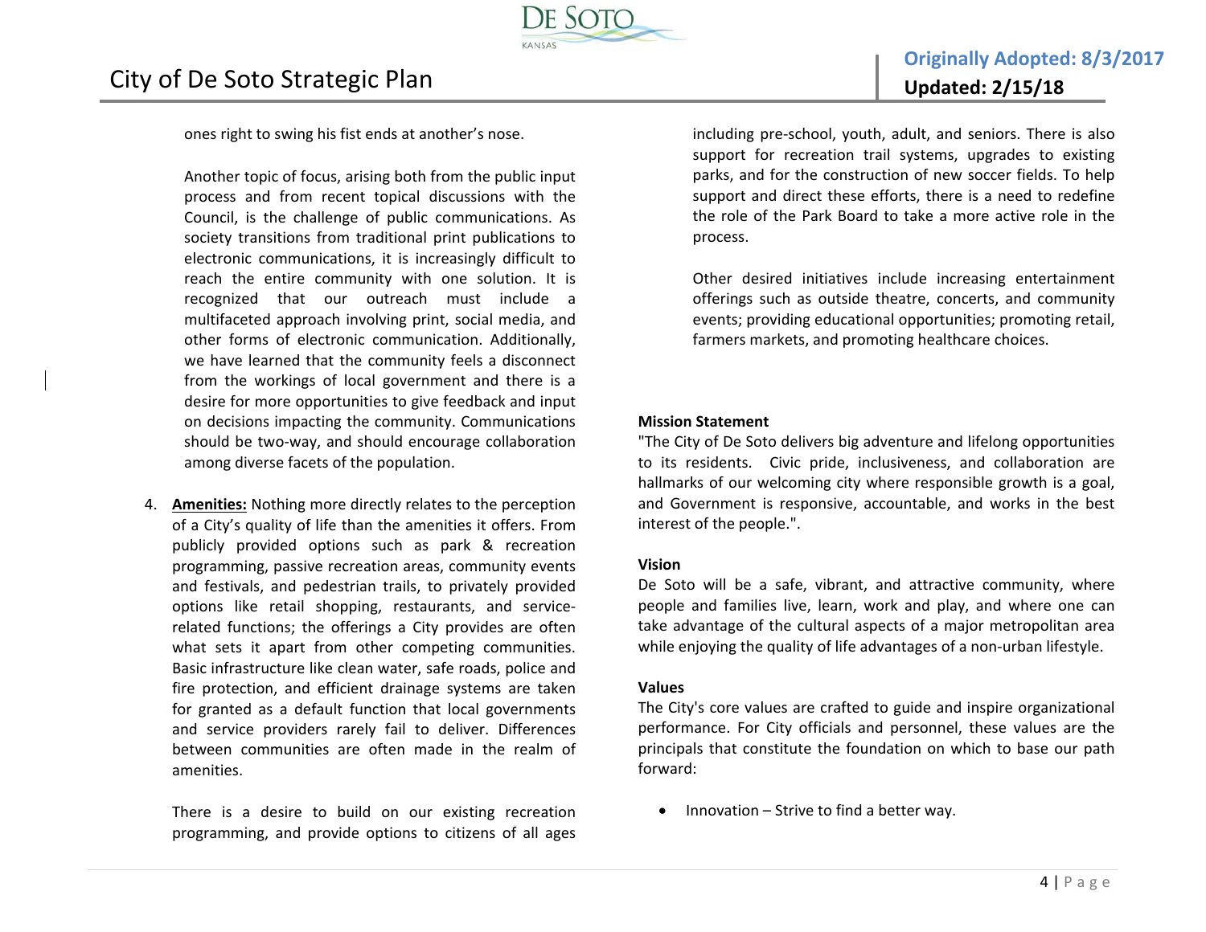ones right to swing his fist ends at another's nose.

Another topic of focus, arising both from the public input process and from recent topical discussions with the Council, is the challenge of public communications. As society transitions from traditional print publications to electronic communications, it is increasingly difficult to reach the entire community with one solution. It is recognized that our outreach must include a multifaceted approach involving print, social media, and other forms of electronic communication. Additionally, we have learned that the community feels a disconnect from the workings of local government and there is a desire for more opportunities to give feedback and input on decisions impacting the community. Communications should be two-way, and should encourage collaboration among diverse facets of the population.

4. **Amenities:** Nothing more directly relates to the perception of a City's quality of life than the amenities it offers. From publicly provided options such as park & recreation programming, passive recreation areas, community events and festivals, and pedestrian trails, to privately provided options like retail shopping, restaurants, and service-related functions; the offerings a City provides are often what sets it apart from other competing communities. Basic infrastructure like clean water, safe roads, police and fire protection, and efficient drainage systems are taken for granted as a default function that local governments and service providers rarely fail to deliver. Differences between communities are often made in the realm of amenities.

   There is a desire to build on our existing recreation programming, and provide options to citizens of all ages including pre-school, youth, adult, and seniors. There is also support for recreation trail systems, upgrades to existing parks, and for the construction of new soccer fields. To help support and direct these efforts, there is a need to redefine the role of the Park Board to take a more active role in the process.

   Other desired initiatives include increasing entertainment offerings such as outside theatre, concerts, and community events; providing educational opportunities; promoting retail, farmers markets, and promoting healthcare choices.

**Mission Statement**

"The City of De Soto delivers big adventure and lifelong opportunities to its residents. Civic pride, inclusiveness, and collaboration are hallmarks of our welcoming city where responsible growth is a goal, and Government is responsive, accountable, and works in the best interest of the people.".

**Vision**

De Soto will be a safe, vibrant, and attractive community, where people and families live, learn, work and play, and where one can take advantage of the cultural aspects of a major metropolitan area while enjoying the quality of life advantages of a non-urban lifestyle.

**Values**

The City's core values are crafted to guide and inspire organizational performance. For City officials and personnel, these values are the principals that constitute the foundation on which to base our path forward:

- Innovation – Strive to find a better way.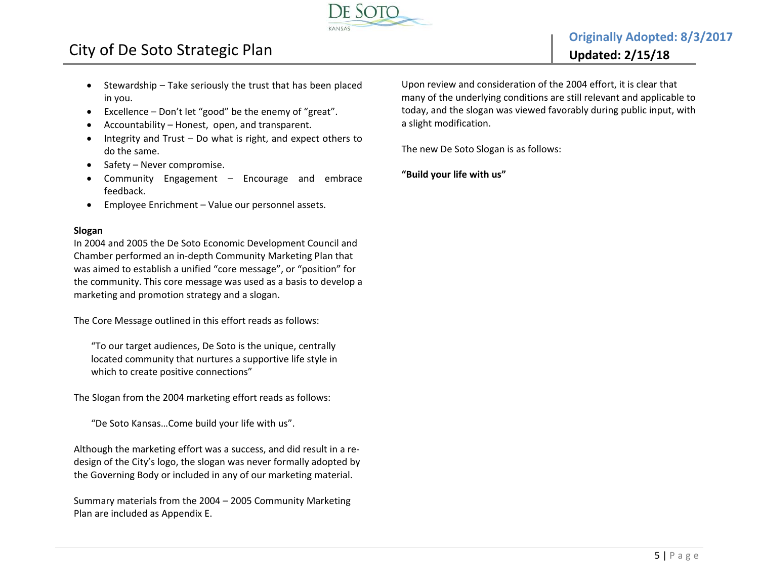- Stewardship – Take seriously the trust that has been placed in you.
- Excellence – Don't let "good" be the enemy of "great".
- Accountability – Honest, open, and transparent.
- Integrity and Trust – Do what is right, and expect others to do the same.
- Safety – Never compromise.
- Community Engagement – Encourage and embrace feedback.
- Employee Enrichment – Value our personnel assets.

**Slogan**

In 2004 and 2005 the De Soto Economic Development Council and Chamber performed an in-depth Community Marketing Plan that was aimed to establish a unified "core message", or "position" for the community. This core message was used as a basis to develop a marketing and promotion strategy and a slogan.

The Core Message outlined in this effort reads as follows:

> "To our target audiences, De Soto is the unique, centrally located community that nurtures a supportive life style in which to create positive connections"

The Slogan from the 2004 marketing effort reads as follows:

> "De Soto Kansas…Come build your life with us".

Although the marketing effort was a success, and did result in a re-design of the City's logo, the slogan was never formally adopted by the Governing Body or included in any of our marketing material.

Summary materials from the 2004 – 2005 Community Marketing Plan are included as Appendix E.

Upon review and consideration of the 2004 effort, it is clear that many of the underlying conditions are still relevant and applicable to today, and the slogan was viewed favorably during public input, with a slight modification.

The new De Soto Slogan is as follows:

**"Build your life with us"**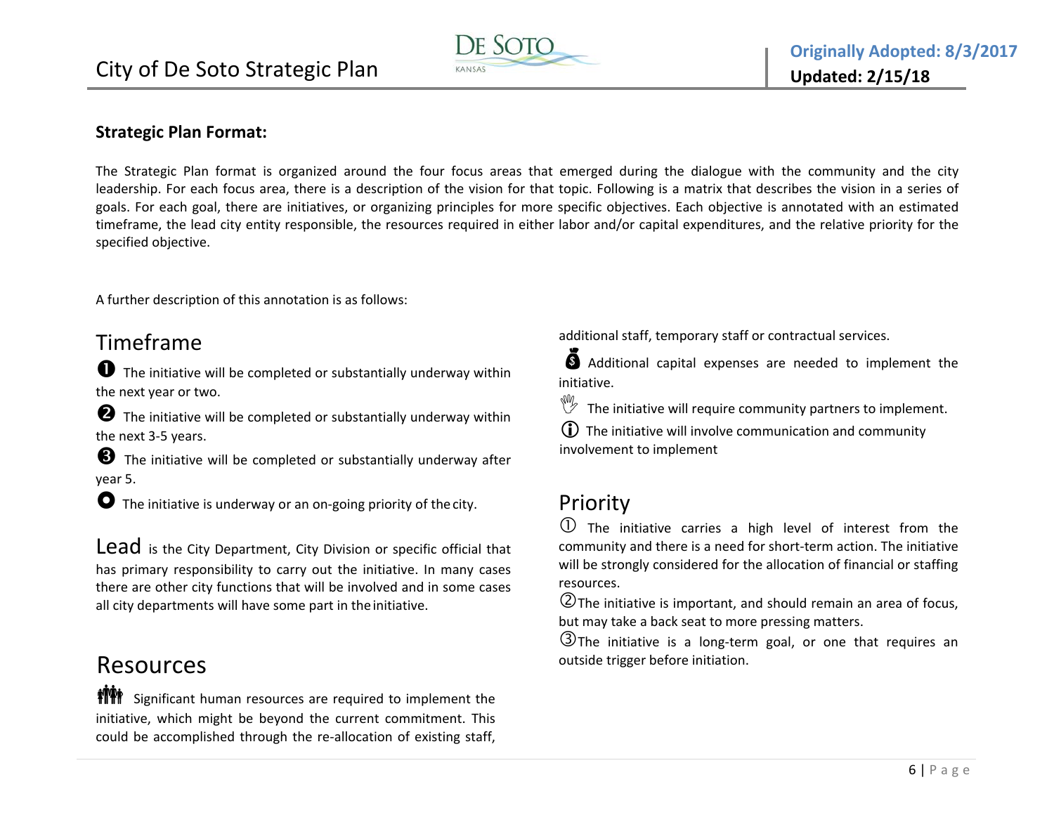**Strategic Plan Format:**

The Strategic Plan format is organized around the four focus areas that emerged during the dialogue with the community and the city leadership. For each focus area, there is a description of the vision for that topic. Following is a matrix that describes the vision in a series of goals. For each goal, there are initiatives, or organizing principles for more specific objectives. Each objective is annotated with an estimated timeframe, the lead city entity responsible, the resources required in either labor and/or capital expenditures, and the relative priority for the specified objective.

A further description of this annotation is as follows:

## Timeframe

❶ The initiative will be completed or substantially underway within the next year or two.

❷ The initiative will be completed or substantially underway within the next 3-5 years.

❸ The initiative will be completed or substantially underway after year 5.

⭘ The initiative is underway or an on-going priority of the city.

## Lead

**Lead** is the City Department, City Division or specific official that has primary responsibility to carry out the initiative. In many cases there are other city functions that will be involved and in some cases all city departments will have some part in the initiative.

## Resources

Significant human resources are required to implement the initiative, which might be beyond the current commitment. This could be accomplished through the re-allocation of existing staff, additional staff, temporary staff or contractual services.

Additional capital expenses are needed to implement the initiative.

The initiative will require community partners to implement.

ⓘ The initiative will involve communication and community involvement to implement

## Priority

① The initiative carries a high level of interest from the community and there is a need for short-term action. The initiative will be strongly considered for the allocation of financial or staffing resources.

② The initiative is important, and should remain an area of focus, but may take a back seat to more pressing matters.

③ The initiative is a long-term goal, or one that requires an outside trigger before initiation.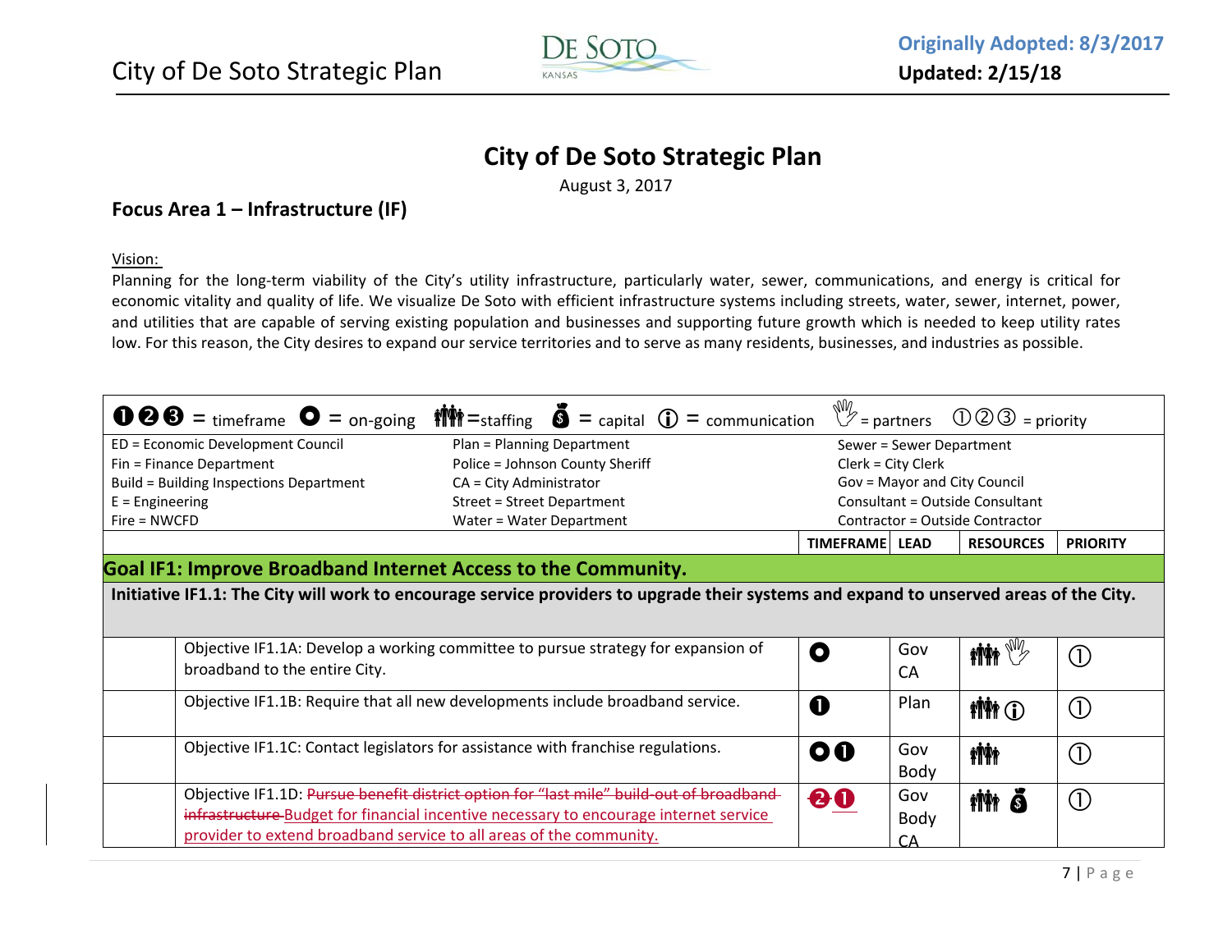# City of De Soto Strategic Plan

August 3, 2017

## Focus Area 1 – Infrastructure (IF)

Vision:

Planning for the long-term viability of the City's utility infrastructure, particularly water, sewer, communications, and energy is critical for economic vitality and quality of life. We visualize De Soto with efficient infrastructure systems including streets, water, sewer, internet, power, and utilities that are capable of serving existing population and businesses and supporting future growth which is needed to keep utility rates low. For this reason, the City desires to expand our service territories and to serve as many residents, businesses, and industries as possible.

❶❷❸ = timeframe ⭘ = on-going 👪 = staffing 💰 = capital ⓘ = communication ✋ = partners ①②③ = priority

| | | |
|---|---|---|
| ED = Economic Development Council | Plan = Planning Department | Sewer = Sewer Department |
| Fin = Finance Department | Police = Johnson County Sheriff | Clerk = City Clerk |
| Build = Building Inspections Department | CA = City Administrator | Gov = Mayor and City Council |
| E = Engineering | Street = Street Department | Consultant = Outside Consultant |
| Fire = NWCFD | Water = Water Department | Contractor = Outside Contractor |

| | TIMEFRAME | LEAD | RESOURCES | PRIORITY |
|---|---|---|---|---|
| **Goal IF1: Improve Broadband Internet Access to the Community.** | | | | |
| **Initiative IF1.1: The City will work to encourage service providers to upgrade their systems and expand to unserved areas of the City.** | | | | |
| Objective IF1.1A: Develop a working committee to pursue strategy for expansion of broadband to the entire City. | ⭘ | Gov CA | 👪 ✋ | ① |
| Objective IF1.1B: Require that all new developments include broadband service. | ❶ | Plan | 👪 ⓘ | ① |
| Objective IF1.1C: Contact legislators for assistance with franchise regulations. | ⭘ ❶ | Gov Body | 👪 | ① |
| Objective IF1.1D: ~~Pursue benefit district option for "last mile" build-out of broadband infrastructure~~ Budget for financial incentive necessary to encourage internet service provider to extend broadband service to all areas of the community. | ~~❷~~ ❶ | Gov Body CA | 👪 💰 | ① |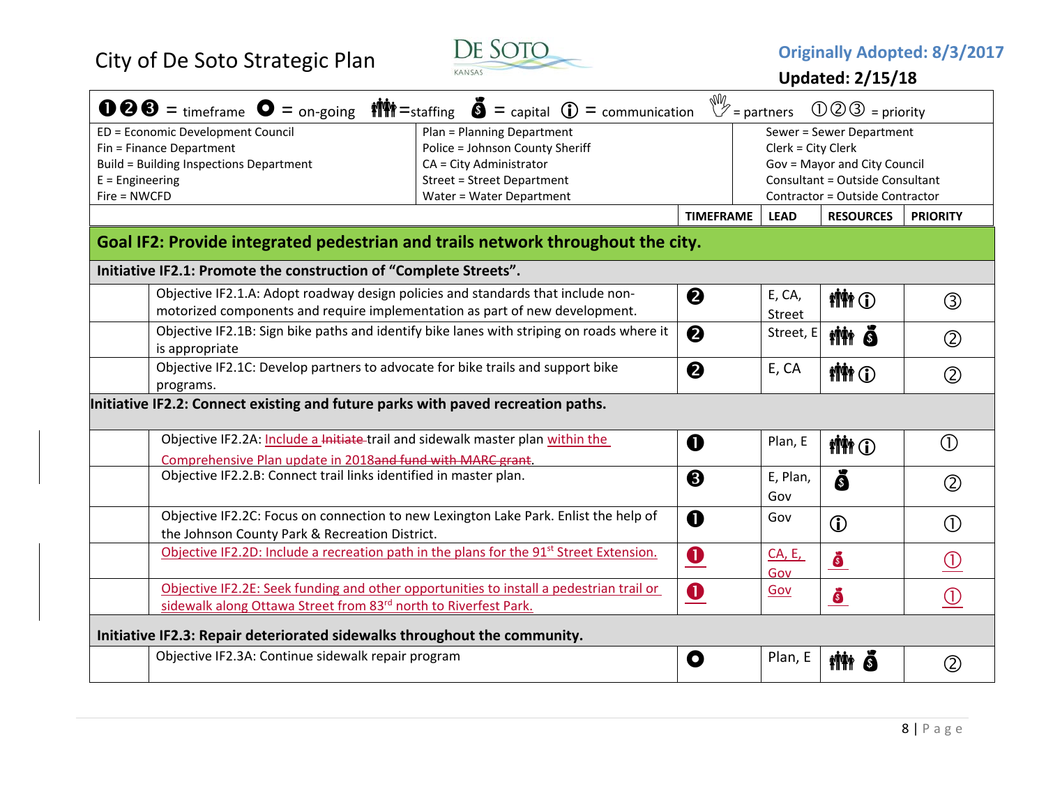City of De Soto Strategic Plan

**Originally Adopted: 8/3/2017**

**Updated: 2/15/18**

❶❷❸ = timeframe ● = on-going 👪 = staffing 💰 = capital ⓘ = communication ✋ = partners ①②③ = priority

| | | |
|---|---|---|
| ED = Economic Development Council | Plan = Planning Department | Sewer = Sewer Department |
| Fin = Finance Department | Police = Johnson County Sheriff | Clerk = City Clerk |
| Build = Building Inspections Department | CA = City Administrator | Gov = Mayor and City Council |
| E = Engineering | Street = Street Department | Consultant = Outside Consultant |
| Fire = NWCFD | Water = Water Department | Contractor = Outside Contractor |

| | | TIMEFRAME | LEAD | RESOURCES | PRIORITY |
|---|---|---|---|---|---|
| **Goal IF2: Provide integrated pedestrian and trails network throughout the city.** | | | | | |
| **Initiative IF2.1: Promote the construction of "Complete Streets".** | | | | | |
| | Objective IF2.1.A: Adopt roadway design policies and standards that include non-motorized components and require implementation as part of new development. | ❷ | E, CA, Street | 👪 ⓘ | ③ |
| | Objective IF2.1B: Sign bike paths and identify bike lanes with striping on roads where it is appropriate | ❷ | Street, E | 👪 💰 | ② |
| | Objective IF2.1C: Develop partners to advocate for bike trails and support bike programs. | ❷ | E, CA | 👪 ⓘ | ② |
| **Initiative IF2.2: Connect existing and future parks with paved recreation paths.** | | | | | |
| | Objective IF2.2A: Include a ~~Initiate~~ trail and sidewalk master plan within the Comprehensive Plan update in 2018~~and fund with MARC grant~~. | ❶ | Plan, E | 👪 ⓘ | ① |
| | Objective IF2.2.B: Connect trail links identified in master plan. | ❸ | E, Plan, Gov | 💰 | ② |
| | Objective IF2.2C: Focus on connection to new Lexington Lake Park. Enlist the help of the Johnson County Park & Recreation District. | ❶ | Gov | ⓘ | ① |
| | Objective IF2.2D: Include a recreation path in the plans for the 91st Street Extension. | ❶ | CA, E, Gov | 💰 | ① |
| | Objective IF2.2E: Seek funding and other opportunities to install a pedestrian trail or sidewalk along Ottawa Street from 83rd north to Riverfest Park. | ❶ | Gov | 💰 | ① |
| **Initiative IF2.3: Repair deteriorated sidewalks throughout the community.** | | | | | |
| | Objective IF2.3A: Continue sidewalk repair program | ● | Plan, E | 👪 💰 | ② |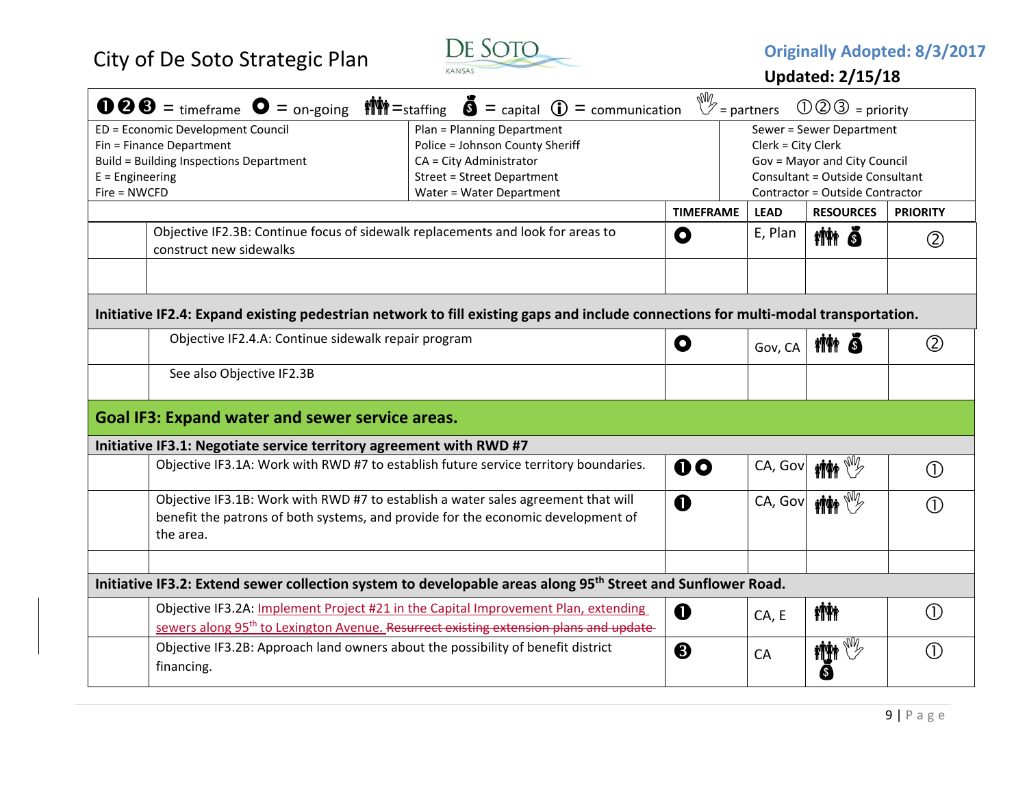City of De Soto Strategic Plan

**Originally Adopted: 8/3/2017**

**Updated: 2/15/18**

❶❷❸ = timeframe ● = on-going 👪 = staffing 💰 = capital ⓘ = communication ✋ = partners ①②③ = priority

| | | |
|---|---|---|
| ED = Economic Development Council | Plan = Planning Department | Sewer = Sewer Department |
| Fin = Finance Department | Police = Johnson County Sheriff | Clerk = City Clerk |
| Build = Building Inspections Department | CA = City Administrator | Gov = Mayor and City Council |
| E = Engineering | Street = Street Department | Consultant = Outside Consultant |
| Fire = NWCFD | Water = Water Department | Contractor = Outside Contractor |

| | | TIMEFRAME | LEAD | RESOURCES | PRIORITY |
|---|---|---|---|---|---|
| | Objective IF2.3B: Continue focus of sidewalk replacements and look for areas to construct new sidewalks | ● | E, Plan | 👪 💰 | ② |
| | | | | | |
| **Initiative IF2.4: Expand existing pedestrian network to fill existing gaps and include connections for multi-modal transportation.** | | | | | |
| | Objective IF2.4.A: Continue sidewalk repair program | ● | Gov, CA | 👪 💰 | ② |
| | See also Objective IF2.3B | | | | |
| **Goal IF3: Expand water and sewer service areas.** | | | | | |
| **Initiative IF3.1: Negotiate service territory agreement with RWD #7** | | | | | |
| | Objective IF3.1A: Work with RWD #7 to establish future service territory boundaries. | ❶ ● | CA, Gov | 👪 ✋ | ① |
| | Objective IF3.1B: Work with RWD #7 to establish a water sales agreement that will benefit the patrons of both systems, and provide for the economic development of the area. | ❶ | CA, Gov | 👪 ✋ | ① |
| | | | | | |
| **Initiative IF3.2: Extend sewer collection system to developable areas along 95th Street and Sunflower Road.** | | | | | |
| | Objective IF3.2A: Implement Project #21 in the Capital Improvement Plan, extending sewers along 95th to Lexington Avenue. ~~Resurrect existing extension plans and update~~ | ❶ | CA, E | 👪 | ① |
| | Objective IF3.2B: Approach land owners about the possibility of benefit district financing. | ❸ | CA | 👪 ✋ 💰 | ① |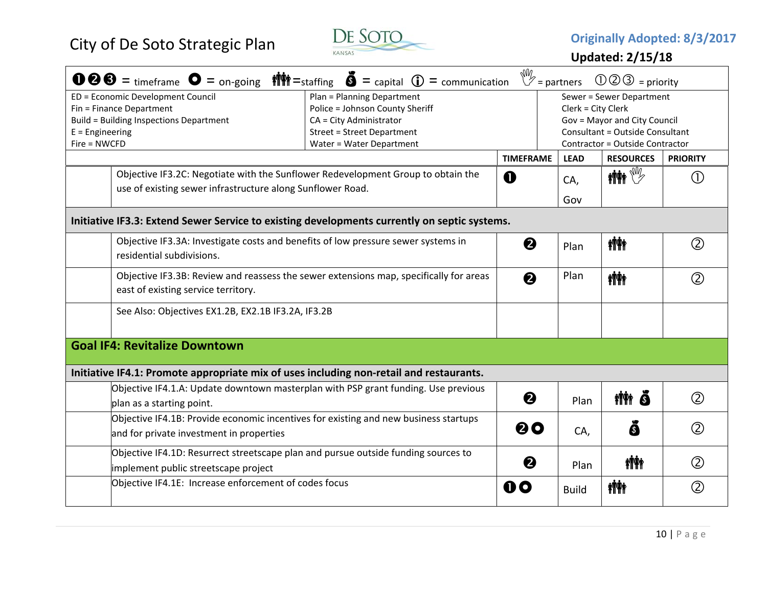# City of De Soto Strategic Plan

**Originally Adopted: 8/3/2017**

**Updated: 2/15/18**

| ❶❷❸ = timeframe ⭘ = on-going 👪 = staffing 💰 = capital ⓘ = communication ✋ = partners ①②③ = priority | | |
|---|---|---|
| ED = Economic Development Council | Plan = Planning Department | Sewer = Sewer Department |
| Fin = Finance Department | Police = Johnson County Sheriff | Clerk = City Clerk |
| Build = Building Inspections Department | CA = City Administrator | Gov = Mayor and City Council |
| E = Engineering | Street = Street Department | Consultant = Outside Consultant |
| Fire = NWCFD | Water = Water Department | Contractor = Outside Contractor |

| | | TIMEFRAME | LEAD | RESOURCES | PRIORITY |
|---|---|---|---|---|---|
| | Objective IF3.2C: Negotiate with the Sunflower Redevelopment Group to obtain the use of existing sewer infrastructure along Sunflower Road. | ❶ | CA, Gov | 👪 ✋ | ① |
| **Initiative IF3.3: Extend Sewer Service to existing developments currently on septic systems.** | | | | | |
| | Objective IF3.3A: Investigate costs and benefits of low pressure sewer systems in residential subdivisions. | ❷ | Plan | 👪 | ② |
| | Objective IF3.3B: Review and reassess the sewer extensions map, specifically for areas east of existing service territory. | ❷ | Plan | 👪 | ② |
| | See Also: Objectives EX1.2B, EX2.1B IF3.2A, IF3.2B | | | | |
| **Goal IF4: Revitalize Downtown** | | | | | |
| **Initiative IF4.1: Promote appropriate mix of uses including non-retail and restaurants.** | | | | | |
| | Objective IF4.1.A: Update downtown masterplan with PSP grant funding. Use previous plan as a starting point. | ❷ | Plan | 👪 💰 | ② |
| | Objective IF4.1B: Provide economic incentives for existing and new business startups and for private investment in properties | ❷⭘ | CA, | 💰 | ② |
| | Objective IF4.1D: Resurrect streetscape plan and pursue outside funding sources to implement public streetscape project | ❷ | Plan | 👪 | ② |
| | Objective IF4.1E: Increase enforcement of codes focus | ❶⭘ | Build | 👪 | ② |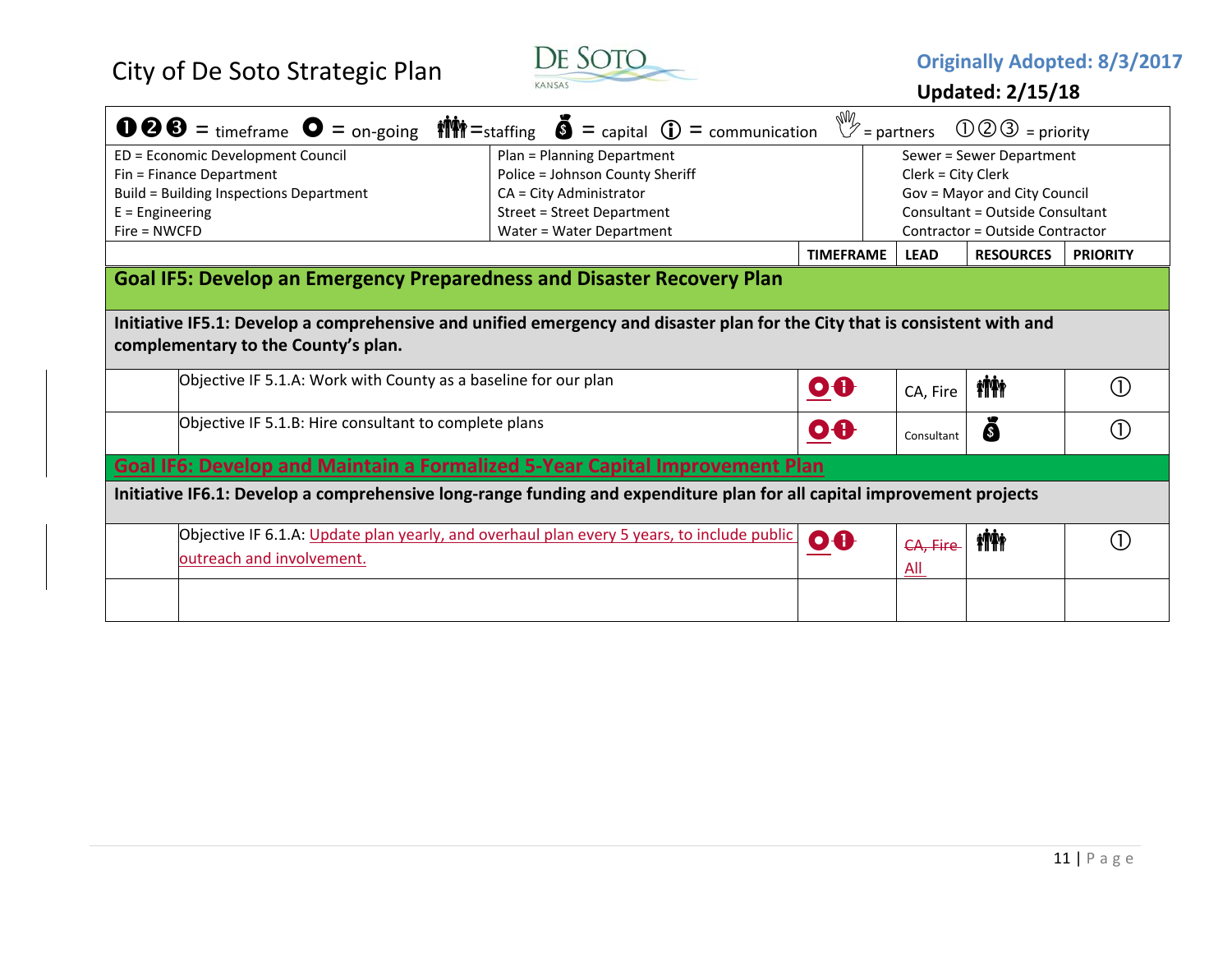City of De Soto Strategic Plan

**Originally Adopted: 8/3/2017**

**Updated: 2/15/18**

| ❶❷❸ = timeframe ⦿ = on-going 👪 = staffing 💰 = capital ⓘ = communication ✋ = partners ①②③ = priority | | | | |
|---|---|---|---|---|
| ED = Economic Development Council<br>Fin = Finance Department<br>Build = Building Inspections Department<br>E = Engineering<br>Fire = NWCFD | Plan = Planning Department<br>Police = Johnson County Sheriff<br>CA = City Administrator<br>Street = Street Department<br>Water = Water Department | Sewer = Sewer Department<br>Clerk = City Clerk<br>Gov = Mayor and City Council<br>Consultant = Outside Consultant<br>Contractor = Outside Contractor | | |

| | | TIMEFRAME | LEAD | RESOURCES | PRIORITY |
|---|---|---|---|---|---|
| **Goal IF5: Develop an Emergency Preparedness and Disaster Recovery Plan** | | | | | |
| **Initiative IF5.1: Develop a comprehensive and unified emergency and disaster plan for the City that is consistent with and complementary to the County's plan.** | | | | | |
| | Objective IF 5.1.A: Work with County as a baseline for our plan | ⦿❶ | CA, Fire | 👪 | ① |
| | Objective IF 5.1.B: Hire consultant to complete plans | ⦿❶ | Consultant | 💰 | ① |
| **Goal IF6: Develop and Maintain a Formalized 5-Year Capital Improvement Plan** | | | | | |
| **Initiative IF6.1: Develop a comprehensive long-range funding and expenditure plan for all capital improvement projects** | | | | | |
| | Objective IF 6.1.A: Update plan yearly, and overhaul plan every 5 years, to include public outreach and involvement. | ⦿❶ | ~~CA, Fire~~ All | 👪 | ① |
| | | | | | |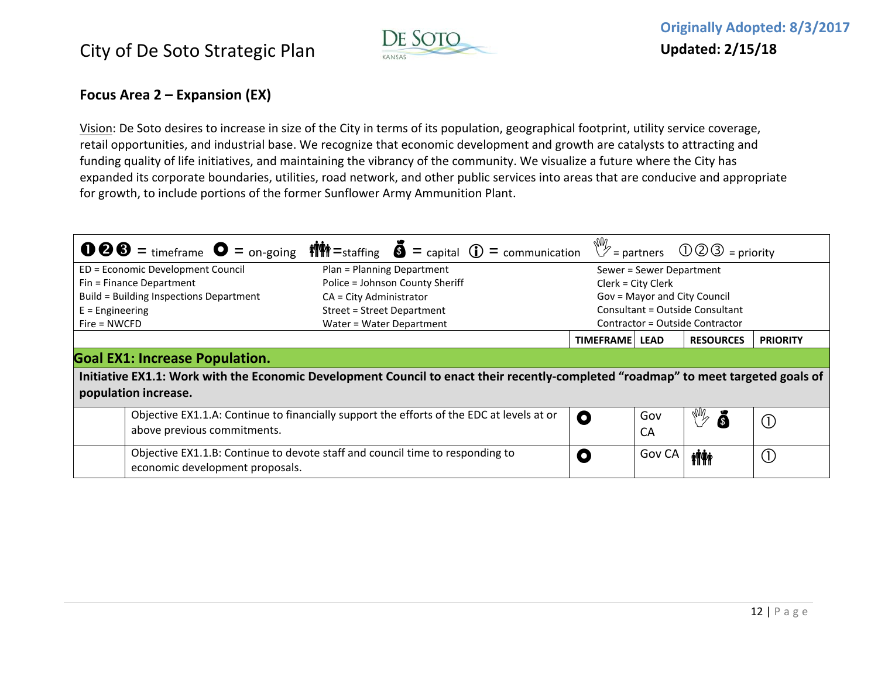City of De Soto Strategic Plan

Originally Adopted: 8/3/2017
**Updated: 2/15/18**

## Focus Area 2 – Expansion (EX)

Vision: De Soto desires to increase in size of the City in terms of its population, geographical footprint, utility service coverage, retail opportunities, and industrial base. We recognize that economic development and growth are catalysts to attracting and funding quality of life initiatives, and maintaining the vibrancy of the community. We visualize a future where the City has expanded its corporate boundaries, utilities, road network, and other public services into areas that are conducive and appropriate for growth, to include portions of the former Sunflower Army Ammunition Plant.

➊➋➌ = timeframe ● = on-going 👪 = staffing 💰 = capital ⓘ = communication ✋ = partners ①②③ = priority

| | | |
|---|---|---|
| ED = Economic Development Council | Plan = Planning Department | Sewer = Sewer Department |
| Fin = Finance Department | Police = Johnson County Sheriff | Clerk = City Clerk |
| Build = Building Inspections Department | CA = City Administrator | Gov = Mayor and City Council |
| E = Engineering | Street = Street Department | Consultant = Outside Consultant |
| Fire = NWCFD | Water = Water Department | Contractor = Outside Contractor |

| | | TIMEFRAME | LEAD | RESOURCES | PRIORITY |
|---|---|---|---|---|---|
| **Goal EX1: Increase Population.** | | | | | |
| **Initiative EX1.1: Work with the Economic Development Council to enact their recently-completed "roadmap" to meet targeted goals of population increase.** | | | | | |
| | Objective EX1.1.A: Continue to financially support the efforts of the EDC at levels at or above previous commitments. | ● | Gov CA | ✋ 💰 | ① |
| | Objective EX1.1.B: Continue to devote staff and council time to responding to economic development proposals. | ● | Gov CA | 👪 | ① |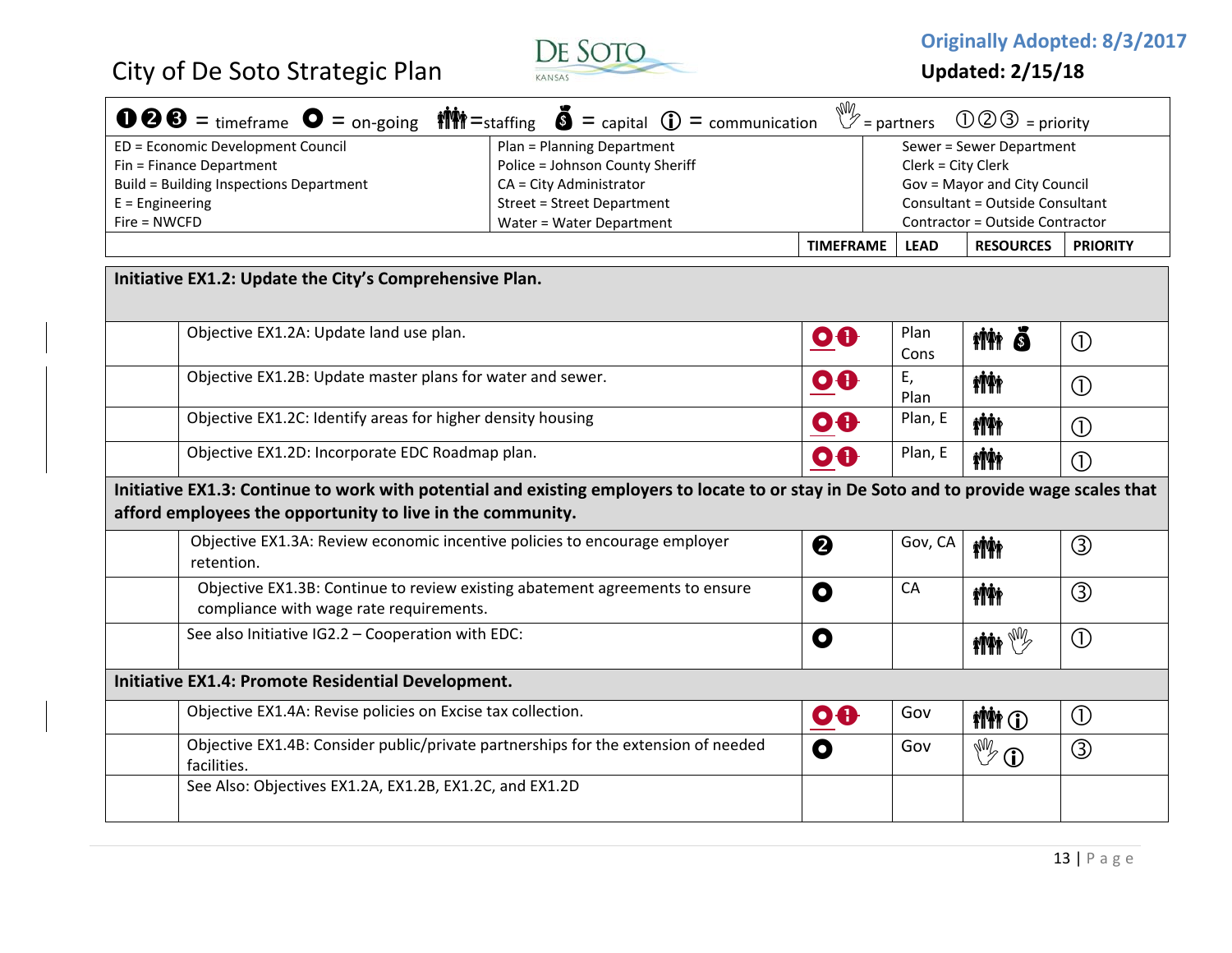# City of De Soto Strategic Plan

**Originally Adopted: 8/3/2017**

**Updated: 2/15/18**

❶❷❸ = timeframe ○ = on-going (staffing icon) = staffing (money bag icon) = capital ⓘ = communication (hand icon) = partners ①②③ = priority

| | | |
|---|---|---|
| ED = Economic Development Council | Plan = Planning Department | Sewer = Sewer Department |
| Fin = Finance Department | Police = Johnson County Sheriff | Clerk = City Clerk |
| Build = Building Inspections Department | CA = City Administrator | Gov = Mayor and City Council |
| E = Engineering | Street = Street Department | Consultant = Outside Consultant |
| Fire = NWCFD | Water = Water Department | Contractor = Outside Contractor |

| | | TIMEFRAME | LEAD | RESOURCES | PRIORITY |
|---|---|---|---|---|---|
| **Initiative EX1.2: Update the City's Comprehensive Plan.** | | | | | |
| | Objective EX1.2A: Update land use plan. | ○❶ | Plan Cons | staffing, capital | ① |
| | Objective EX1.2B: Update master plans for water and sewer. | ○❶ | E, Plan | staffing | ① |
| | Objective EX1.2C: Identify areas for higher density housing | ○❶ | Plan, E | staffing | ① |
| | Objective EX1.2D: Incorporate EDC Roadmap plan. | ○❶ | Plan, E | staffing | ① |
| **Initiative EX1.3: Continue to work with potential and existing employers to locate to or stay in De Soto and to provide wage scales that afford employees the opportunity to live in the community.** | | | | | |
| | Objective EX1.3A: Review economic incentive policies to encourage employer retention. | ❷ | Gov, CA | staffing | ③ |
| | Objective EX1.3B: Continue to review existing abatement agreements to ensure compliance with wage rate requirements. | ○ | CA | staffing | ③ |
| | See also Initiative IG2.2 – Cooperation with EDC: | ○ | | staffing, partners | ① |
| **Initiative EX1.4: Promote Residential Development.** | | | | | |
| | Objective EX1.4A: Revise policies on Excise tax collection. | ○❶ | Gov | staffing, ⓘ | ① |
| | Objective EX1.4B: Consider public/private partnerships for the extension of needed facilities. | ○ | Gov | partners, ⓘ | ③ |
| | See Also: Objectives EX1.2A, EX1.2B, EX1.2C, and EX1.2D | | | | |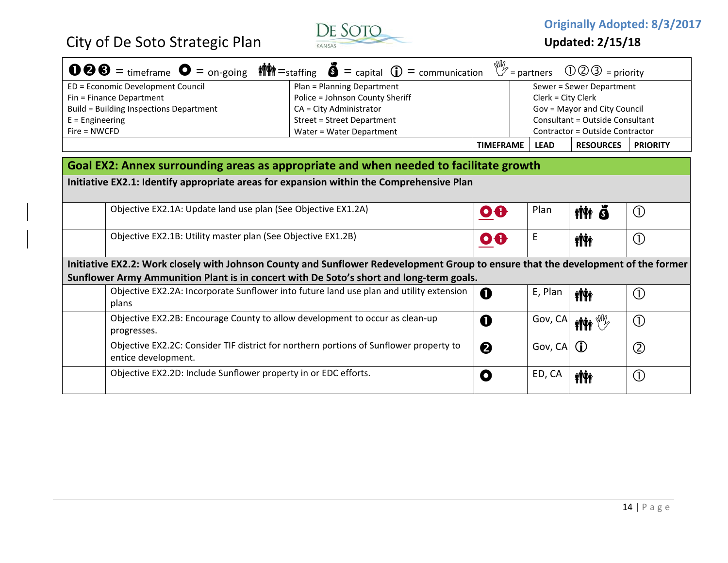City of De Soto Strategic Plan

**Originally Adopted: 8/3/2017**

**Updated: 2/15/18**

❶❷❸ = timeframe ● = on-going (staffing icon) = staffing (money bag icon) = capital ⓘ = communication (hand icon) = partners ①②③ = priority

| | | |
|---|---|---|
| ED = Economic Development Council | Plan = Planning Department | Sewer = Sewer Department |
| Fin = Finance Department | Police = Johnson County Sheriff | Clerk = City Clerk |
| Build = Building Inspections Department | CA = City Administrator | Gov = Mayor and City Council |
| E = Engineering | Street = Street Department | Consultant = Outside Consultant |
| Fire = NWCFD | Water = Water Department | Contractor = Outside Contractor |

| | | TIMEFRAME | LEAD | RESOURCES | PRIORITY |
|---|---|---|---|---|---|
| **Goal EX2: Annex surrounding areas as appropriate and when needed to facilitate growth** | | | | | |
| **Initiative EX2.1: Identify appropriate areas for expansion within the Comprehensive Plan** | | | | | |
| | Objective EX2.1A: Update land use plan (See Objective EX1.2A) | ●❶ | Plan | staffing, capital | ① |
| | Objective EX2.1B: Utility master plan (See Objective EX1.2B) | ●❶ | E | staffing | ① |
| **Initiative EX2.2: Work closely with Johnson County and Sunflower Redevelopment Group to ensure that the development of the former Sunflower Army Ammunition Plant is in concert with De Soto's short and long-term goals.** | | | | | |
| | Objective EX2.2A: Incorporate Sunflower into future land use plan and utility extension plans | ❶ | E, Plan | staffing | ① |
| | Objective EX2.2B: Encourage County to allow development to occur as clean-up progresses. | ❶ | Gov, CA | staffing, partners | ① |
| | Objective EX2.2C: Consider TIF district for northern portions of Sunflower property to entice development. | ❷ | Gov, CA | ⓘ | ② |
| | Objective EX2.2D: Include Sunflower property in or EDC efforts. | ● | ED, CA | staffing | ① |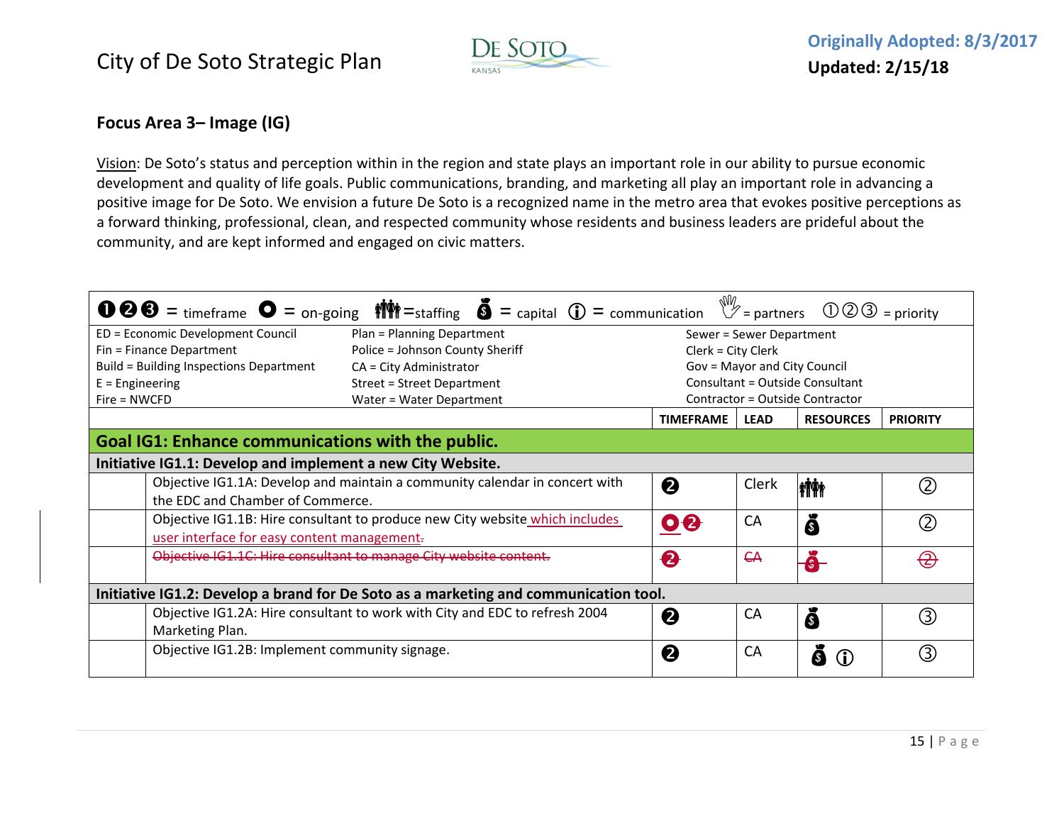City of De Soto Strategic Plan

**Originally Adopted: 8/3/2017**
**Updated: 2/15/18**

## Focus Area 3– Image (IG)

Vision: De Soto's status and perception within in the region and state plays an important role in our ability to pursue economic development and quality of life goals. Public communications, branding, and marketing all play an important role in advancing a positive image for De Soto. We envision a future De Soto is a recognized name in the metro area that evokes positive perceptions as a forward thinking, professional, clean, and respected community whose residents and business leaders are prideful about the community, and are kept informed and engaged on civic matters.

❶❷❸ = timeframe ● = on-going 👪 = staffing 💰 = capital ⓘ = communication ✋ = partners ①②③ = priority

| | | | |
|---|---|---|---|
| ED = Economic Development Council | Plan = Planning Department | Sewer = Sewer Department | |
| Fin = Finance Department | Police = Johnson County Sheriff | Clerk = City Clerk | |
| Build = Building Inspections Department | CA = City Administrator | Gov = Mayor and City Council | |
| E = Engineering | Street = Street Department | Consultant = Outside Consultant | |
| Fire = NWCFD | Water = Water Department | Contractor = Outside Contractor | |

| | | TIMEFRAME | LEAD | RESOURCES | PRIORITY |
|---|---|---|---|---|---|
| **Goal IG1: Enhance communications with the public.** | | | | | |
| **Initiative IG1.1: Develop and implement a new City Website.** | | | | | |
| | Objective IG1.1A: Develop and maintain a community calendar in concert with the EDC and Chamber of Commerce. | ❷ | Clerk | staffing | ② |
| | Objective IG1.1B: Hire consultant to produce new City website <ins>which includes user interface for easy content management</ins><del>.</del> | <ins>●</ins> <ins>❷</ins> | CA | capital | ② |
| | <del>Objective IG1.1C: Hire consultant to manage City website content.</del> | <del>❷</del> | <del>CA</del> | <del>capital</del> | <del>②</del> |
| **Initiative IG1.2: Develop a brand for De Soto as a marketing and communication tool.** | | | | | |
| | Objective IG1.2A: Hire consultant to work with City and EDC to refresh 2004 Marketing Plan. | ❷ | CA | capital | ③ |
| | Objective IG1.2B: Implement community signage. | ❷ | CA | capital, communication | ③ |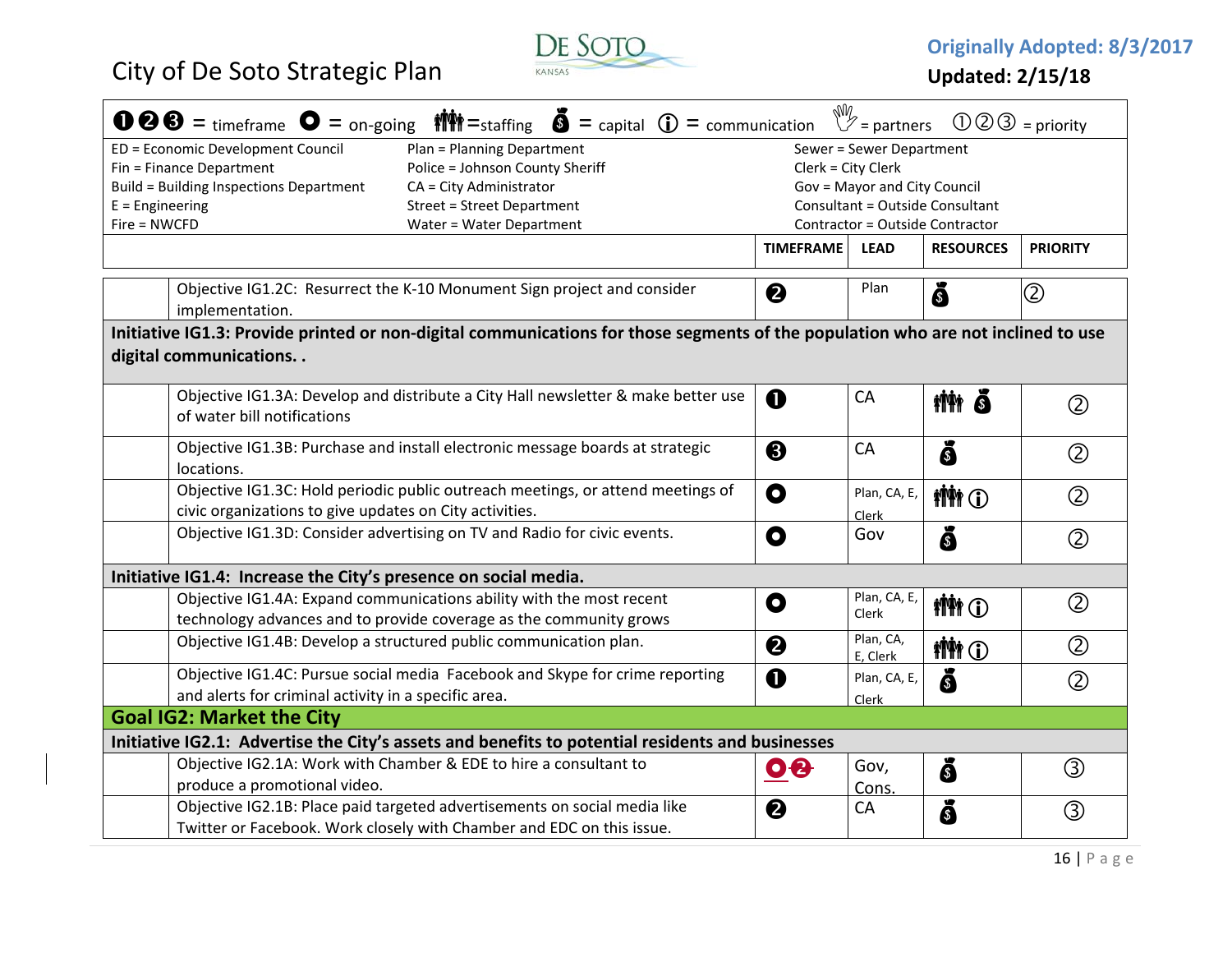City of De Soto Strategic Plan

Originally Adopted: 8/3/2017
Updated: 2/15/18

❶❷❸ = timeframe ● = on-going 👪 = staffing 💰 = capital ⓘ = communication ✋ = partners ①②③ = priority

| | | |
|---|---|---|
| ED = Economic Development Council | Plan = Planning Department | Sewer = Sewer Department |
| Fin = Finance Department | Police = Johnson County Sheriff | Clerk = City Clerk |
| Build = Building Inspections Department | CA = City Administrator | Gov = Mayor and City Council |
| E = Engineering | Street = Street Department | Consultant = Outside Consultant |
| Fire = NWCFD | Water = Water Department | Contractor = Outside Contractor |

| | | TIMEFRAME | LEAD | RESOURCES | PRIORITY |
|---|---|---|---|---|---|
| | Objective IG1.2C: Resurrect the K-10 Monument Sign project and consider implementation. | ❷ | Plan | 💰 | ② |
| **Initiative IG1.3: Provide printed or non-digital communications for those segments of the population who are not inclined to use digital communications. .** | | | | | |
| | Objective IG1.3A: Develop and distribute a City Hall newsletter & make better use of water bill notifications | ❶ | CA | 👪 💰 | ② |
| | Objective IG1.3B: Purchase and install electronic message boards at strategic locations. | ❸ | CA | 💰 | ② |
| | Objective IG1.3C: Hold periodic public outreach meetings, or attend meetings of civic organizations to give updates on City activities. | ● | Plan, CA, E, Clerk | 👪 ⓘ | ② |
| | Objective IG1.3D: Consider advertising on TV and Radio for civic events. | ● | Gov | 💰 | ② |
| **Initiative IG1.4: Increase the City's presence on social media.** | | | | | |
| | Objective IG1.4A: Expand communications ability with the most recent technology advances and to provide coverage as the community grows | ● | Plan, CA, E, Clerk | 👪 ⓘ | ② |
| | Objective IG1.4B: Develop a structured public communication plan. | ❷ | Plan, CA, E, Clerk | 👪 ⓘ | ② |
| | Objective IG1.4C: Pursue social media Facebook and Skype for crime reporting and alerts for criminal activity in a specific area. | ❶ | Plan, CA, E, Clerk | 💰 | ② |
| **Goal IG2: Market the City** | | | | | |
| **Initiative IG2.1: Advertise the City's assets and benefits to potential residents and businesses** | | | | | |
| | Objective IG2.1A: Work with Chamber & EDE to hire a consultant to produce a promotional video. | ●❷ | Gov, Cons. | 💰 | ③ |
| | Objective IG2.1B: Place paid targeted advertisements on social media like Twitter or Facebook. Work closely with Chamber and EDC on this issue. | ❷ | CA | 💰 | ③ |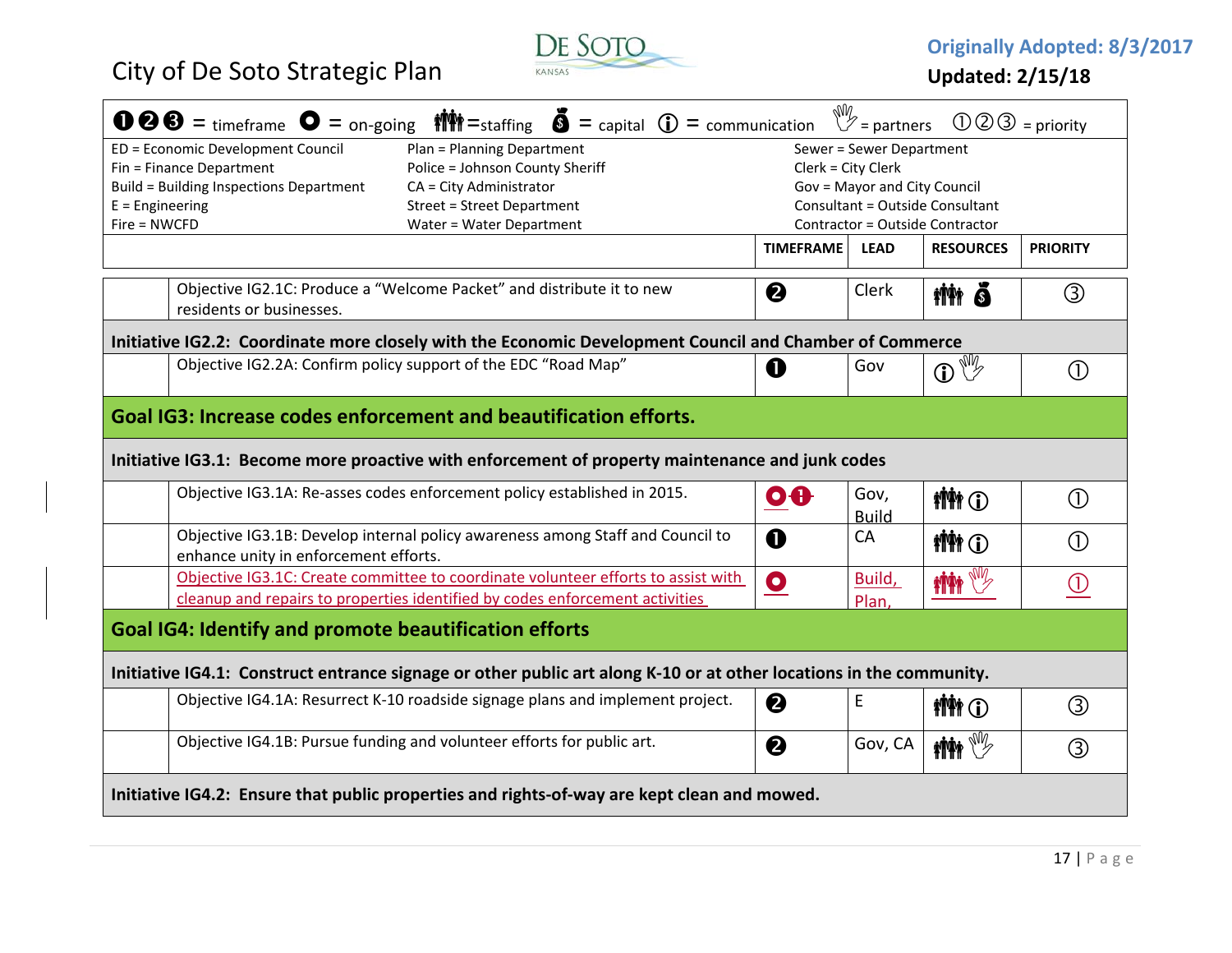City of De Soto Strategic Plan

Originally Adopted: 8/3/2017
Updated: 2/15/18

| ❶❷❸ = timeframe | ● = on-going | staffing | $ = capital | ⓘ = communication | = partners | ①②③ = priority |
|---|---|---|---|---|---|---|

| | | |
|---|---|---|
| ED = Economic Development Council | Plan = Planning Department | Sewer = Sewer Department |
| Fin = Finance Department | Police = Johnson County Sheriff | Clerk = City Clerk |
| Build = Building Inspections Department | CA = City Administrator | Gov = Mayor and City Council |
| E = Engineering | Street = Street Department | Consultant = Outside Consultant |
| Fire = NWCFD | Water = Water Department | Contractor = Outside Contractor |

| | | TIMEFRAME | LEAD | RESOURCES | PRIORITY |
|---|---|---|---|---|---|
| | Objective IG2.1C: Produce a "Welcome Packet" and distribute it to new residents or businesses. | ❷ | Clerk | staffing, capital | ③ |
| **Initiative IG2.2: Coordinate more closely with the Economic Development Council and Chamber of Commerce** | | | | | |
| | Objective IG2.2A: Confirm policy support of the EDC "Road Map" | ❶ | Gov | ⓘ partners | ① |
| **Goal IG3: Increase codes enforcement and beautification efforts.** | | | | | |
| **Initiative IG3.1: Become more proactive with enforcement of property maintenance and junk codes** | | | | | |
| | Objective IG3.1A: Re-asses codes enforcement policy established in 2015. | ● ~~❶~~ | Gov, Build | staffing ⓘ | ① |
| | Objective IG3.1B: Develop internal policy awareness among Staff and Council to enhance unity in enforcement efforts. | ❶ | CA | staffing ⓘ | ① |
| | Objective IG3.1C: Create committee to coordinate volunteer efforts to assist with cleanup and repairs to properties identified by codes enforcement activities | ● | Build, Plan, | staffing, partners | ① |
| **Goal IG4: Identify and promote beautification efforts** | | | | | |
| **Initiative IG4.1: Construct entrance signage or other public art along K-10 or at other locations in the community.** | | | | | |
| | Objective IG4.1A: Resurrect K-10 roadside signage plans and implement project. | ❷ | E | staffing ⓘ | ③ |
| | Objective IG4.1B: Pursue funding and volunteer efforts for public art. | ❷ | Gov, CA | staffing, partners | ③ |
| **Initiative IG4.2: Ensure that public properties and rights-of-way are kept clean and mowed.** | | | | | |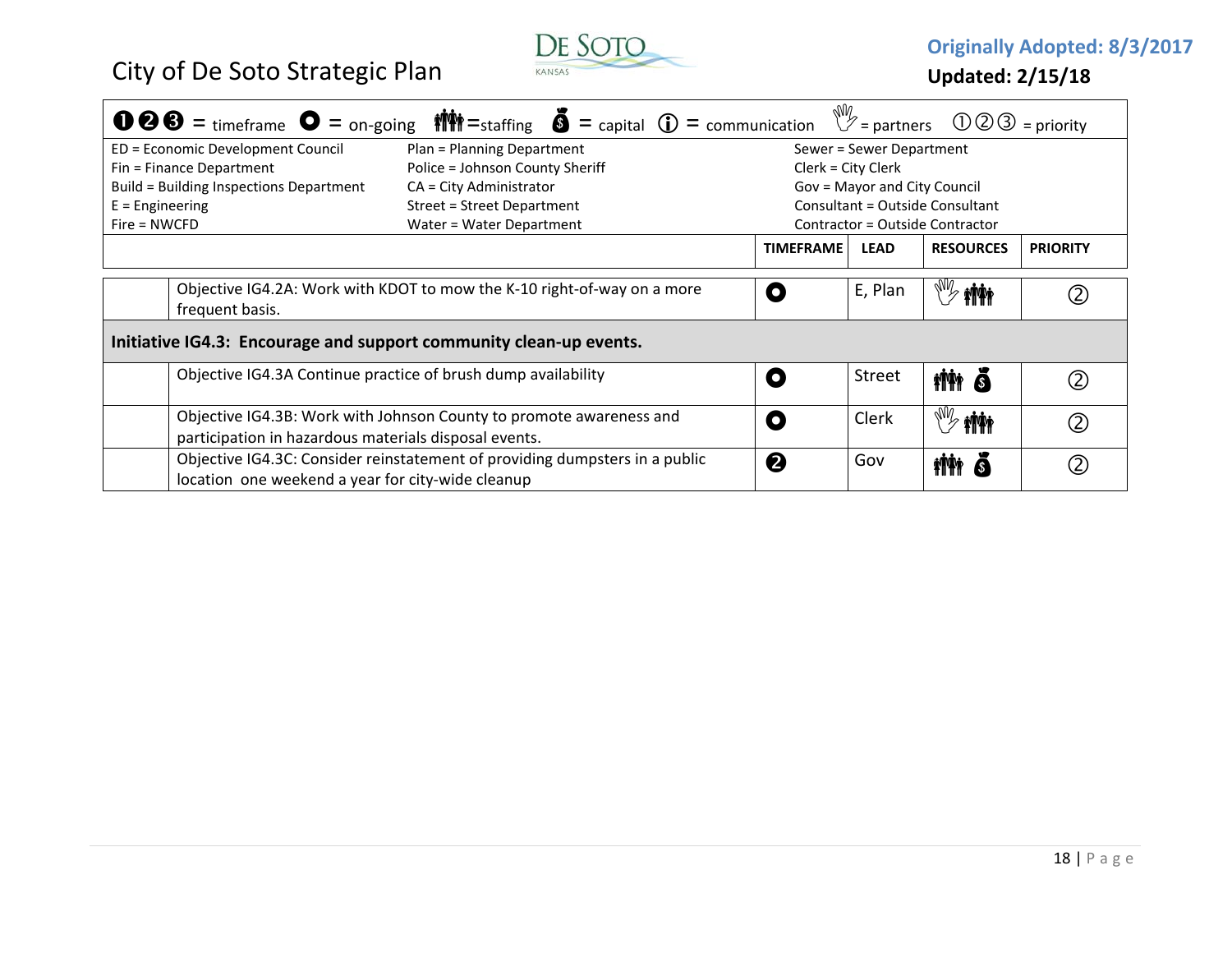# City of De Soto Strategic Plan

**Originally Adopted: 8/3/2017**
**Updated: 2/15/18**

➊➋➌ = timeframe ● = on-going 👪 =staffing 💰 = capital ⓘ = communication ✋ = partners ①②③ = priority

| | | |
|---|---|---|
| ED = Economic Development Council | Plan = Planning Department | Sewer = Sewer Department |
| Fin = Finance Department | Police = Johnson County Sheriff | Clerk = City Clerk |
| Build = Building Inspections Department | CA = City Administrator | Gov = Mayor and City Council |
| E = Engineering | Street = Street Department | Consultant = Outside Consultant |
| Fire = NWCFD | Water = Water Department | Contractor = Outside Contractor |

| | | TIMEFRAME | LEAD | RESOURCES | PRIORITY |
|---|---|---|---|---|---|
| | Objective IG4.2A: Work with KDOT to mow the K-10 right-of-way on a more frequent basis. | ● | E, Plan | partners, staffing | ② |
| **Initiative IG4.3: Encourage and support community clean-up events.** | | | | | |
| | Objective IG4.3A Continue practice of brush dump availability | ● | Street | staffing, capital | ② |
| | Objective IG4.3B: Work with Johnson County to promote awareness and participation in hazardous materials disposal events. | ● | Clerk | partners, staffing | ② |
| | Objective IG4.3C: Consider reinstatement of providing dumpsters in a public location one weekend a year for city-wide cleanup | ➋ | Gov | staffing, capital | ② |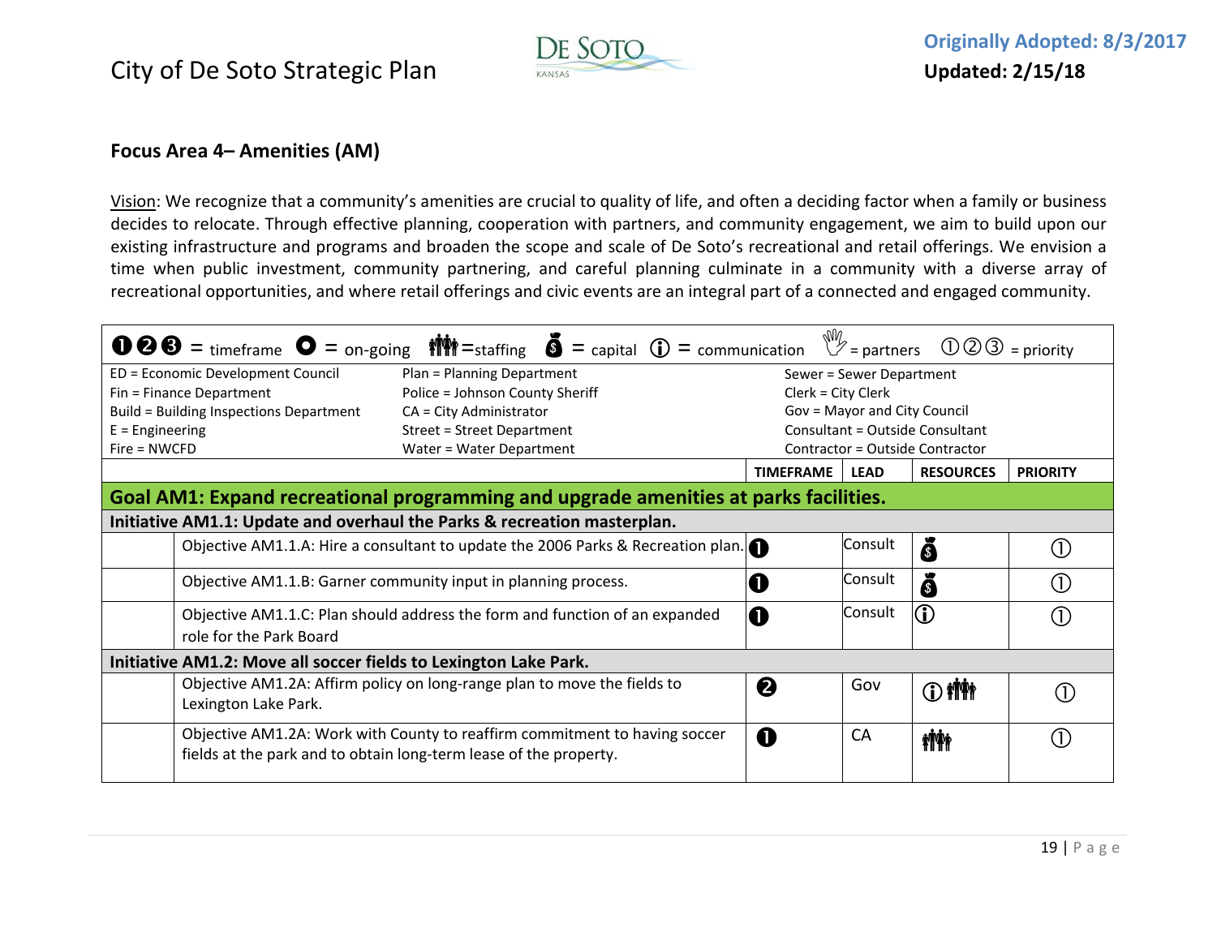City of De Soto Strategic Plan

Originally Adopted: 8/3/2017
**Updated: 2/15/18**

## Focus Area 4– Amenities (AM)

Vision: We recognize that a community's amenities are crucial to quality of life, and often a deciding factor when a family or business decides to relocate. Through effective planning, cooperation with partners, and community engagement, we aim to build upon our existing infrastructure and programs and broaden the scope and scale of De Soto's recreational and retail offerings. We envision a time when public investment, community partnering, and careful planning culminate in a community with a diverse array of recreational opportunities, and where retail offerings and civic events are an integral part of a connected and engaged community.

❶❷❸ = timeframe ⭘ = on-going 👪 = staffing 💰 = capital ⓘ = communication ✋ = partners ①②③ = priority

| | | |
|---|---|---|
| ED = Economic Development Council | Plan = Planning Department | Sewer = Sewer Department |
| Fin = Finance Department | Police = Johnson County Sheriff | Clerk = City Clerk |
| Build = Building Inspections Department | CA = City Administrator | Gov = Mayor and City Council |
| E = Engineering | Street = Street Department | Consultant = Outside Consultant |
| Fire = NWCFD | Water = Water Department | Contractor = Outside Contractor |

| | | TIMEFRAME | LEAD | RESOURCES | PRIORITY |
|---|---|---|---|---|---|
| **Goal AM1: Expand recreational programming and upgrade amenities at parks facilities.** | | | | | |
| **Initiative AM1.1: Update and overhaul the Parks & recreation masterplan.** | | | | | |
| | Objective AM1.1.A: Hire a consultant to update the 2006 Parks & Recreation plan. | ❶ | Consult | 💰 | ① |
| | Objective AM1.1.B: Garner community input in planning process. | ❶ | Consult | 💰 | ① |
| | Objective AM1.1.C: Plan should address the form and function of an expanded role for the Park Board | ❶ | Consult | ⓘ | ① |
| **Initiative AM1.2: Move all soccer fields to Lexington Lake Park.** | | | | | |
| | Objective AM1.2A: Affirm policy on long-range plan to move the fields to Lexington Lake Park. | ❷ | Gov | ⓘ 👪 | ① |
| | Objective AM1.2A: Work with County to reaffirm commitment to having soccer fields at the park and to obtain long-term lease of the property. | ❶ | CA | 👪 | ① |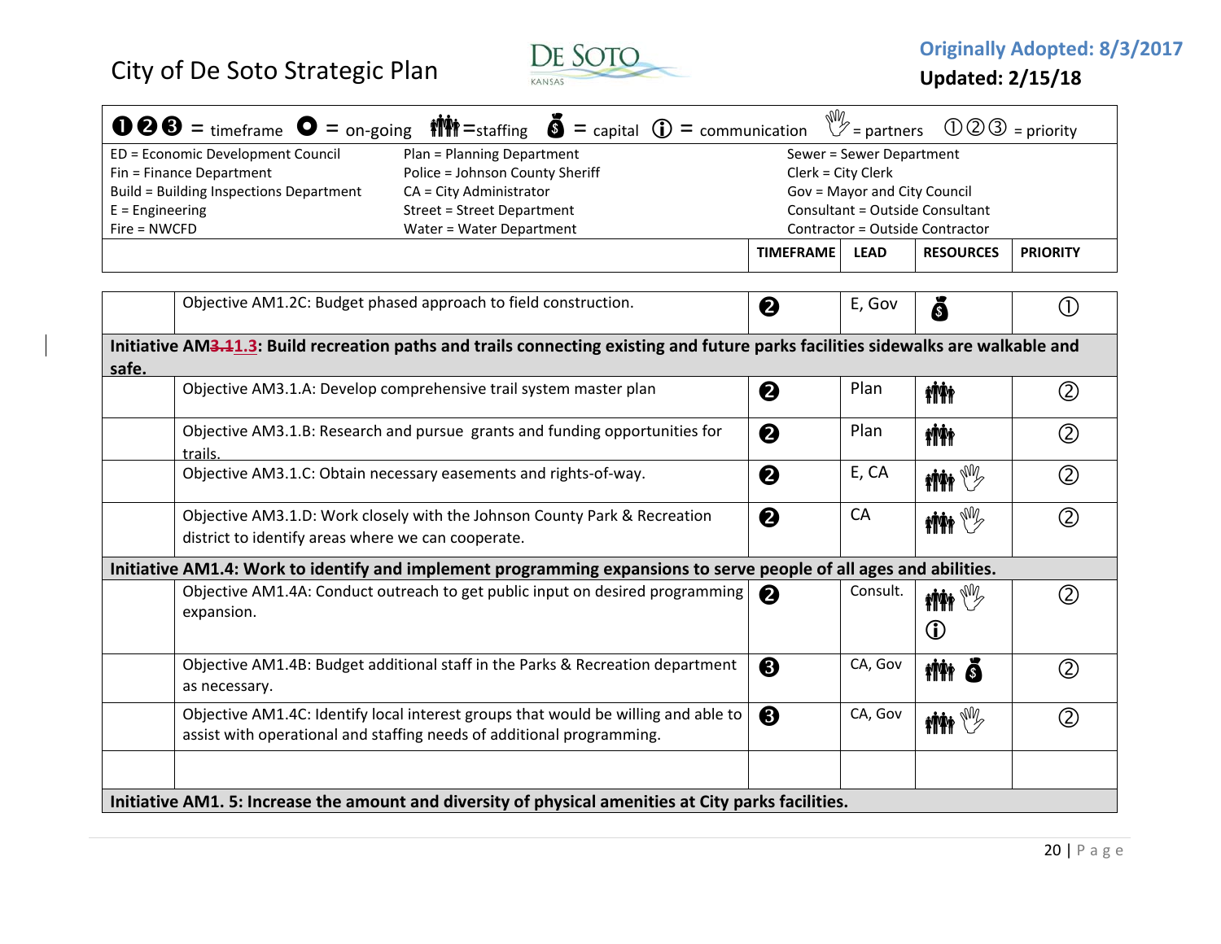City of De Soto Strategic Plan

**Originally Adopted: 8/3/2017**
**Updated: 2/15/18**

| ❶❷❸ = timeframe ● = on-going 👪 = staffing 💰 = capital ⓘ = communication ✋ = partners ①②③ = priority | | | | |
|---|---|---|---|---|
| ED = Economic Development Council<br>Fin = Finance Department<br>Build = Building Inspections Department<br>E = Engineering<br>Fire = NWCFD | Plan = Planning Department<br>Police = Johnson County Sheriff<br>CA = City Administrator<br>Street = Street Department<br>Water = Water Department | Sewer = Sewer Department<br>Clerk = City Clerk<br>Gov = Mayor and City Council<br>Consultant = Outside Consultant<br>Contractor = Outside Contractor | | |
| | **TIMEFRAME** | **LEAD** | **RESOURCES** | **PRIORITY** |

| | | TIMEFRAME | LEAD | RESOURCES | PRIORITY |
|---|---|---|---|---|---|
| | Objective AM1.2C: Budget phased approach to field construction. | ❷ | E, Gov | capital | ① |
| **Initiative AM~~3.1~~1.3: Build recreation paths and trails connecting existing and future parks facilities sidewalks are walkable and safe.** | | | | | |
| | Objective AM3.1.A: Develop comprehensive trail system master plan | ❷ | Plan | staffing | ② |
| | Objective AM3.1.B: Research and pursue grants and funding opportunities for trails. | ❷ | Plan | staffing | ② |
| | Objective AM3.1.C: Obtain necessary easements and rights-of-way. | ❷ | E, CA | staffing, partners | ② |
| | Objective AM3.1.D: Work closely with the Johnson County Park & Recreation district to identify areas where we can cooperate. | ❷ | CA | staffing, partners | ② |
| **Initiative AM1.4: Work to identify and implement programming expansions to serve people of all ages and abilities.** | | | | | |
| | Objective AM1.4A: Conduct outreach to get public input on desired programming expansion. | ❷ | Consult. | staffing, partners, communication | ② |
| | Objective AM1.4B: Budget additional staff in the Parks & Recreation department as necessary. | ❸ | CA, Gov | staffing, capital | ② |
| | Objective AM1.4C: Identify local interest groups that would be willing and able to assist with operational and staffing needs of additional programming. | ❸ | CA, Gov | staffing, partners | ② |
| | | | | | |
| **Initiative AM1. 5: Increase the amount and diversity of physical amenities at City parks facilities.** | | | | | |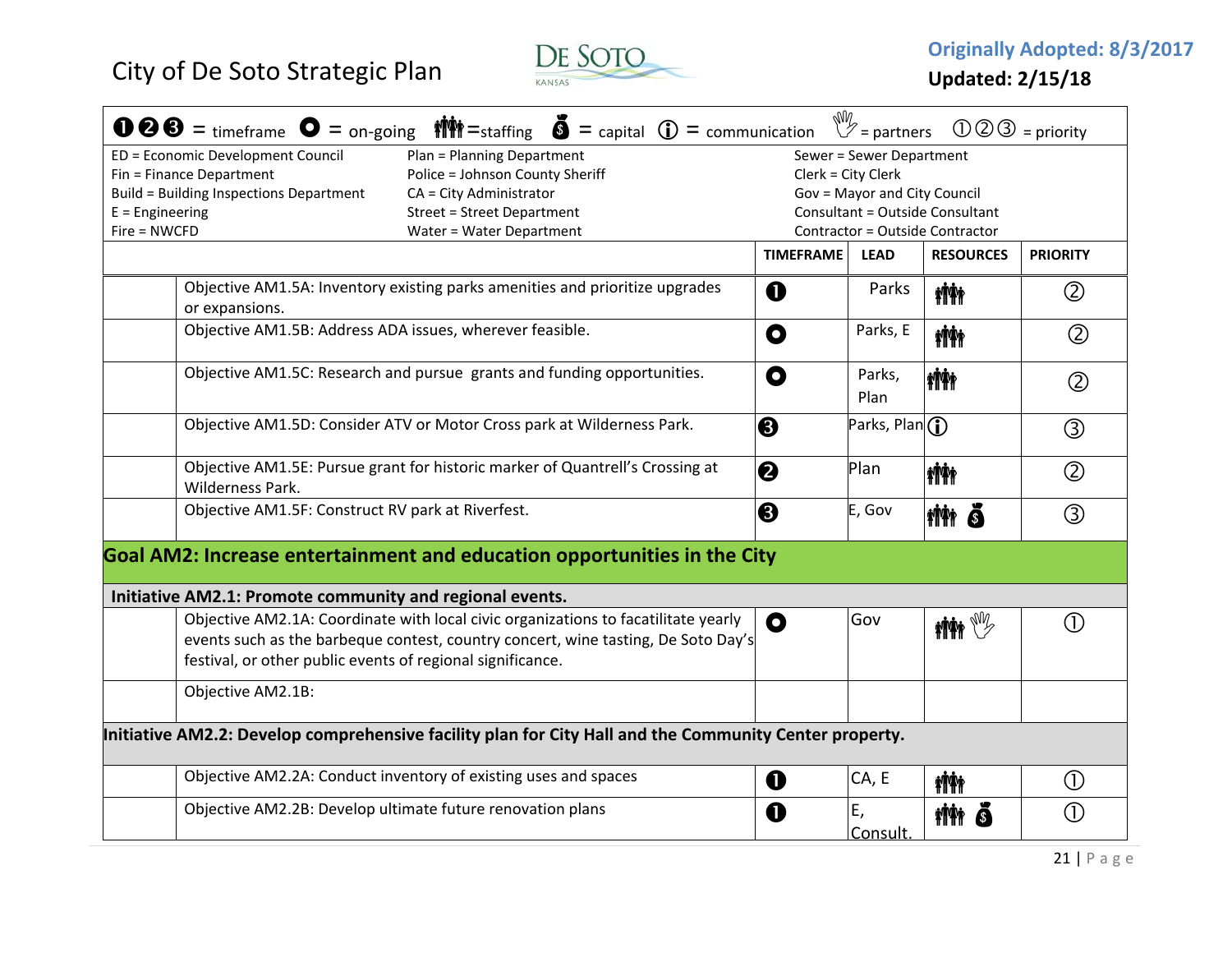City of De Soto Strategic Plan

Originally Adopted: 8/3/2017
**Updated: 2/15/18**

❶❷❸ = timeframe ⭘ = on-going = staffing = capital ⓘ = communication = partners ①②③ = priority

ED = Economic Development Council
Fin = Finance Department
Build = Building Inspections Department
E = Engineering
Fire = NWCFD
Plan = Planning Department
Police = Johnson County Sheriff
CA = City Administrator
Street = Street Department
Water = Water Department
Sewer = Sewer Department
Clerk = City Clerk
Gov = Mayor and City Council
Consultant = Outside Consultant
Contractor = Outside Contractor

| | | TIMEFRAME | LEAD | RESOURCES | PRIORITY |
|---|---|---|---|---|---|
| | Objective AM1.5A: Inventory existing parks amenities and prioritize upgrades or expansions. | ❶ | Parks | staffing | ② |
| | Objective AM1.5B: Address ADA issues, wherever feasible. | ⭘ | Parks, E | staffing | ② |
| | Objective AM1.5C: Research and pursue grants and funding opportunities. | ⭘ | Parks, Plan | staffing | ② |
| | Objective AM1.5D: Consider ATV or Motor Cross park at Wilderness Park. | ❸ | Parks, Plan | ⓘ | ③ |
| | Objective AM1.5E: Pursue grant for historic marker of Quantrell's Crossing at Wilderness Park. | ❷ | Plan | staffing | ② |
| | Objective AM1.5F: Construct RV park at Riverfest. | ❸ | E, Gov | staffing, capital | ③ |
| **Goal AM2: Increase entertainment and education opportunities in the City** | | | | | |
| **Initiative AM2.1: Promote community and regional events.** | | | | | |
| | Objective AM2.1A: Coordinate with local civic organizations to facatilitate yearly events such as the barbeque contest, country concert, wine tasting, De Soto Day's festival, or other public events of regional significance. | ⭘ | Gov | staffing, partners | ① |
| | Objective AM2.1B: | | | | |
| **Initiative AM2.2: Develop comprehensive facility plan for City Hall and the Community Center property.** | | | | | |
| | Objective AM2.2A: Conduct inventory of existing uses and spaces | ❶ | CA, E | staffing | ① |
| | Objective AM2.2B: Develop ultimate future renovation plans | ❶ | E, Consult. | staffing, capital | ① |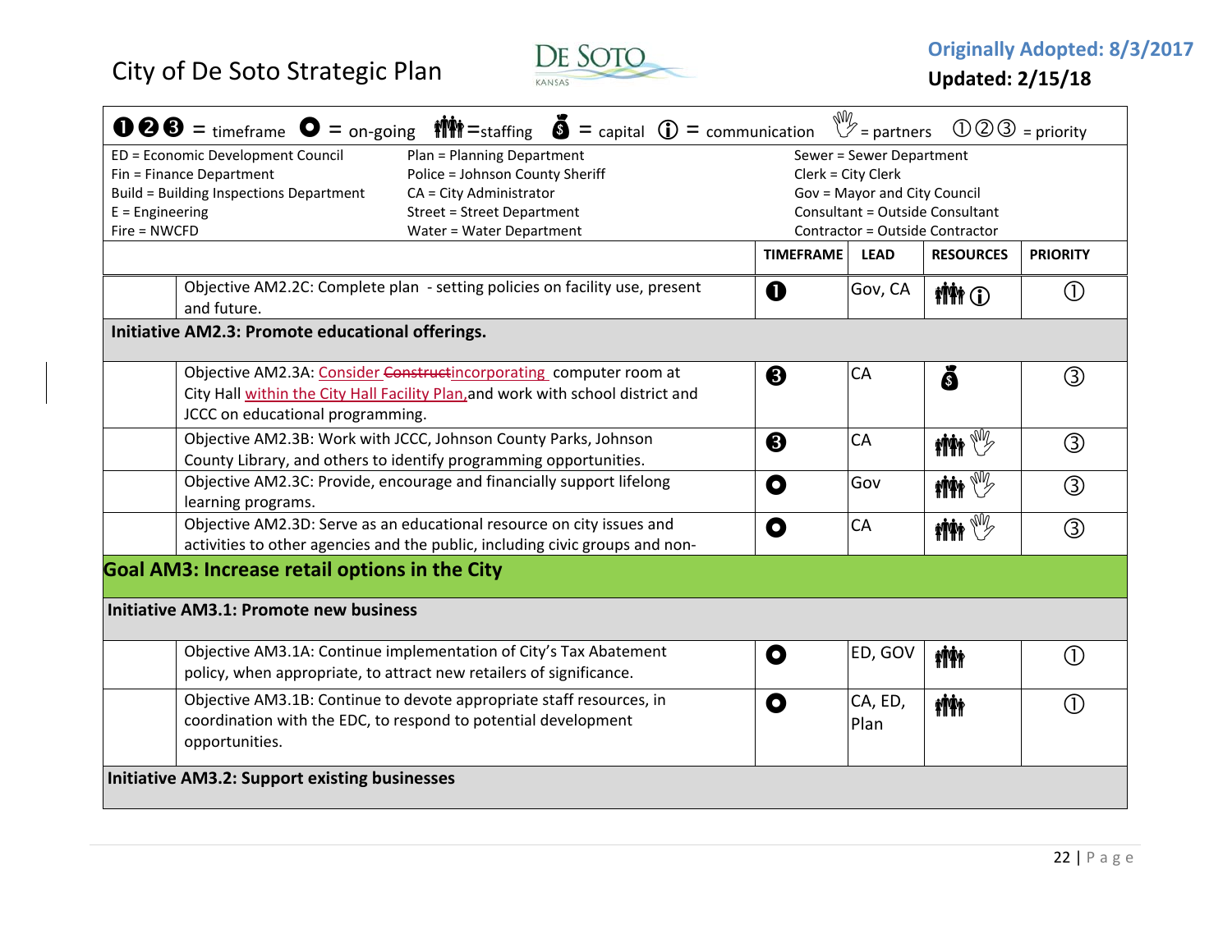City of De Soto Strategic Plan

Originally Adopted: 8/3/2017
Updated: 2/15/18

❶❷❸ = timeframe ● = on-going 👪 = staffing 💰 = capital ⓘ = communication ✋ = partners ①②③ = priority

ED = Economic Development Council
Fin = Finance Department
Build = Building Inspections Department
E = Engineering
Fire = NWCFD
Plan = Planning Department
Police = Johnson County Sheriff
CA = City Administrator
Street = Street Department
Water = Water Department
Sewer = Sewer Department
Clerk = City Clerk
Gov = Mayor and City Council
Consultant = Outside Consultant
Contractor = Outside Contractor

| | | TIMEFRAME | LEAD | RESOURCES | PRIORITY |
|---|---|---|---|---|---|
| | Objective AM2.2C: Complete plan - setting policies on facility use, present and future. | ❶ | Gov, CA | staffing, communication | ① |
| **Initiative AM2.3: Promote educational offerings.** | | | | | |
| | Objective AM2.3A: Consider ~~Construct~~incorporating computer room at City Hall within the City Hall Facility Plan, and work with school district and JCCC on educational programming. | ❸ | CA | capital | ③ |
| | Objective AM2.3B: Work with JCCC, Johnson County Parks, Johnson County Library, and others to identify programming opportunities. | ❸ | CA | staffing, partners | ③ |
| | Objective AM2.3C: Provide, encourage and financially support lifelong learning programs. | on-going | Gov | staffing, partners | ③ |
| | Objective AM2.3D: Serve as an educational resource on city issues and activities to other agencies and the public, including civic groups and non- | on-going | CA | staffing, partners | ③ |
| **Goal AM3: Increase retail options in the City** | | | | | |
| **Initiative AM3.1: Promote new business** | | | | | |
| | Objective AM3.1A: Continue implementation of City's Tax Abatement policy, when appropriate, to attract new retailers of significance. | on-going | ED, GOV | staffing | ① |
| | Objective AM3.1B: Continue to devote appropriate staff resources, in coordination with the EDC, to respond to potential development opportunities. | on-going | CA, ED, Plan | staffing | ① |
| **Initiative AM3.2: Support existing businesses** | | | | | |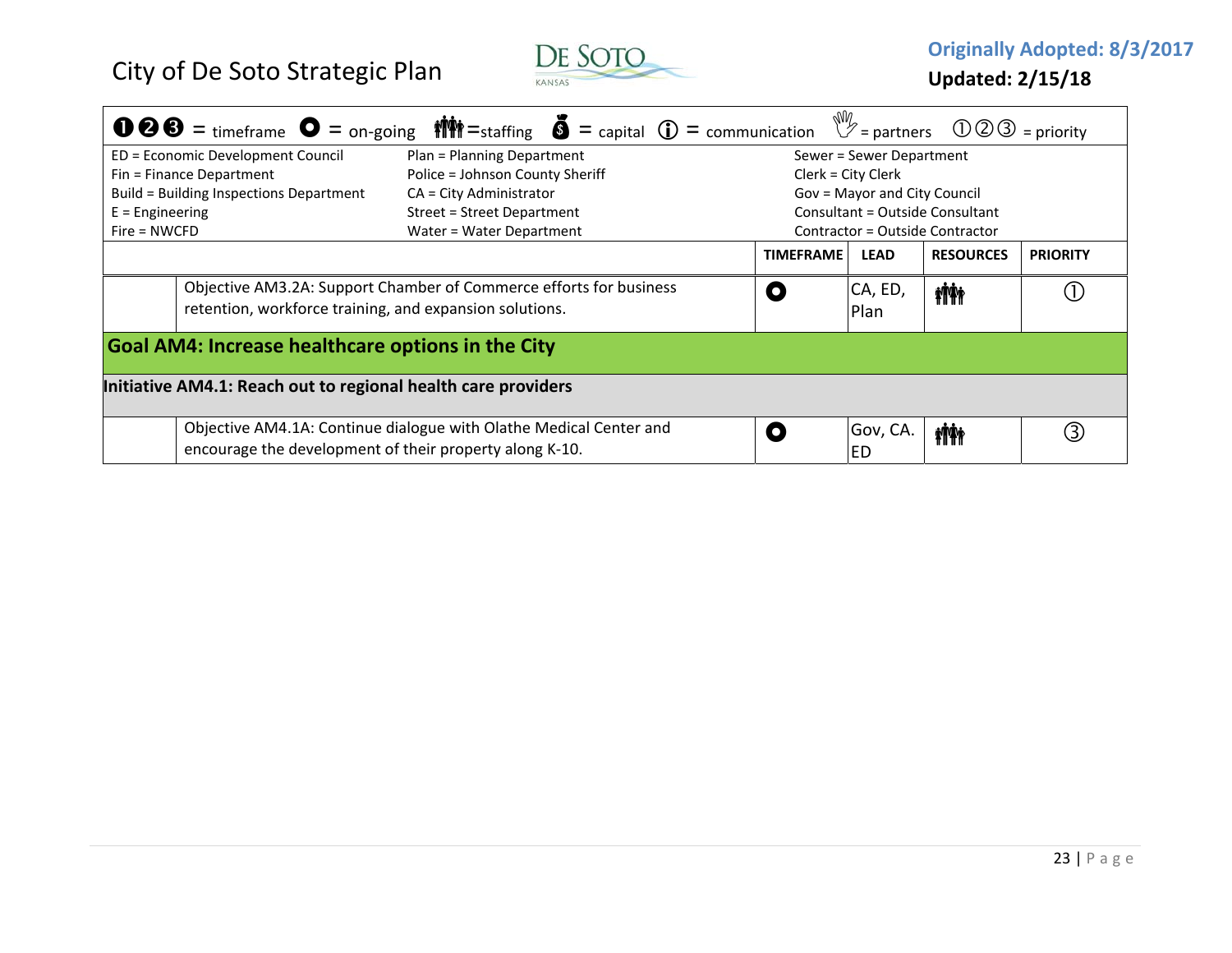City of De Soto Strategic Plan

**Originally Adopted: 8/3/2017**
**Updated: 2/15/18**

❶❷❸ = timeframe ● = on-going 👪 =staffing 💰 = capital ⓘ = communication ✋ = partners ①②③ = priority

| | | |
|---|---|---|
| ED = Economic Development Council | Plan = Planning Department | Sewer = Sewer Department |
| Fin = Finance Department | Police = Johnson County Sheriff | Clerk = City Clerk |
| Build = Building Inspections Department | CA = City Administrator | Gov = Mayor and City Council |
| E = Engineering | Street = Street Department | Consultant = Outside Consultant |
| Fire = NWCFD | Water = Water Department | Contractor = Outside Contractor |

| | | TIMEFRAME | LEAD | RESOURCES | PRIORITY |
|---|---|---|---|---|---|
| | Objective AM3.2A: Support Chamber of Commerce efforts for business retention, workforce training, and expansion solutions. | ● | CA, ED, Plan | 👪 | ① |
| **Goal AM4: Increase healthcare options in the City** | | | | | |
| **Initiative AM4.1: Reach out to regional health care providers** | | | | | |
| | Objective AM4.1A: Continue dialogue with Olathe Medical Center and encourage the development of their property along K-10. | ● | Gov, CA. ED | 👪 | ③ |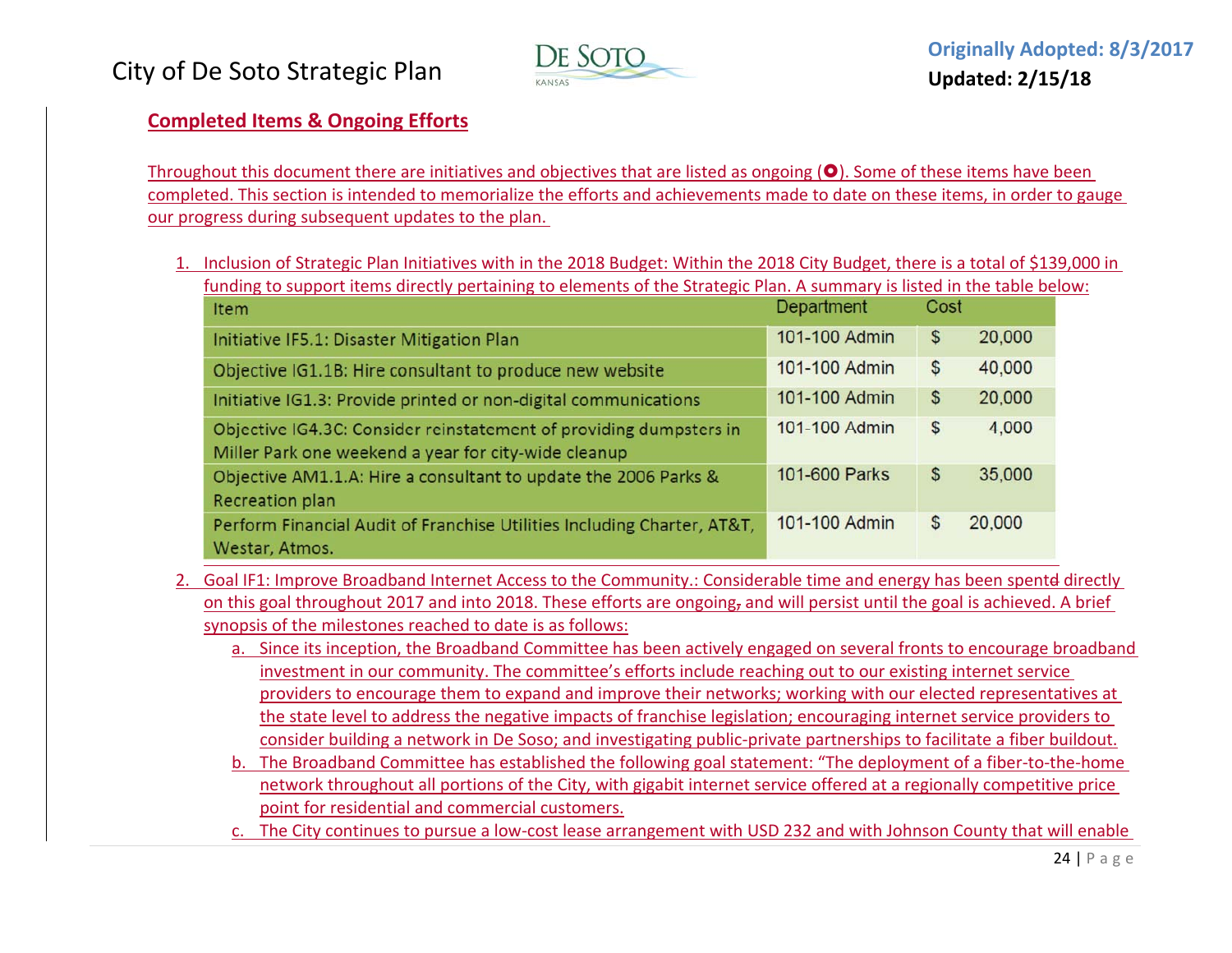## Completed Items & Ongoing Efforts

Throughout this document there are initiatives and objectives that are listed as ongoing (✪). Some of these items have been completed. This section is intended to memorialize the efforts and achievements made to date on these items, in order to gauge our progress during subsequent updates to the plan.

1. Inclusion of Strategic Plan Initiatives with in the 2018 Budget: Within the 2018 City Budget, there is a total of $139,000 in funding to support items directly pertaining to elements of the Strategic Plan. A summary is listed in the table below:

| Item | Department | Cost |
|---|---|---|
| Initiative IF5.1: Disaster Mitigation Plan | 101-100 Admin | $ 20,000 |
| Objective IG1.1B: Hire consultant to produce new website | 101-100 Admin | $ 40,000 |
| Initiative IG1.3: Provide printed or non-digital communications | 101-100 Admin | $ 20,000 |
| Objective IG4.3C: Consider reinstatement of providing dumpsters in Miller Park one weekend a year for city-wide cleanup | 101-100 Admin | $ 4,000 |
| Objective AM1.1.A: Hire a consultant to update the 2006 Parks & Recreation plan | 101-600 Parks | $ 35,000 |
| Perform Financial Audit of Franchise Utilities Including Charter, AT&T, Westar, Atmos. | 101-100 Admin | $ 20,000 |

2. Goal IF1: Improve Broadband Internet Access to the Community.: Considerable time and energy has been spentd directly on this goal throughout 2017 and into 2018. These efforts are ongoing, and will persist until the goal is achieved. A brief synopsis of the milestones reached to date is as follows:
   a. Since its inception, the Broadband Committee has been actively engaged on several fronts to encourage broadband investment in our community. The committee's efforts include reaching out to our existing internet service providers to encourage them to expand and improve their networks; working with our elected representatives at the state level to address the negative impacts of franchise legislation; encouraging internet service providers to consider building a network in De Soso; and investigating public-private partnerships to facilitate a fiber buildout.
   b. The Broadband Committee has established the following goal statement: "The deployment of a fiber-to-the-home network throughout all portions of the City, with gigabit internet service offered at a regionally competitive price point for residential and commercial customers.
   c. The City continues to pursue a low-cost lease arrangement with USD 232 and with Johnson County that will enable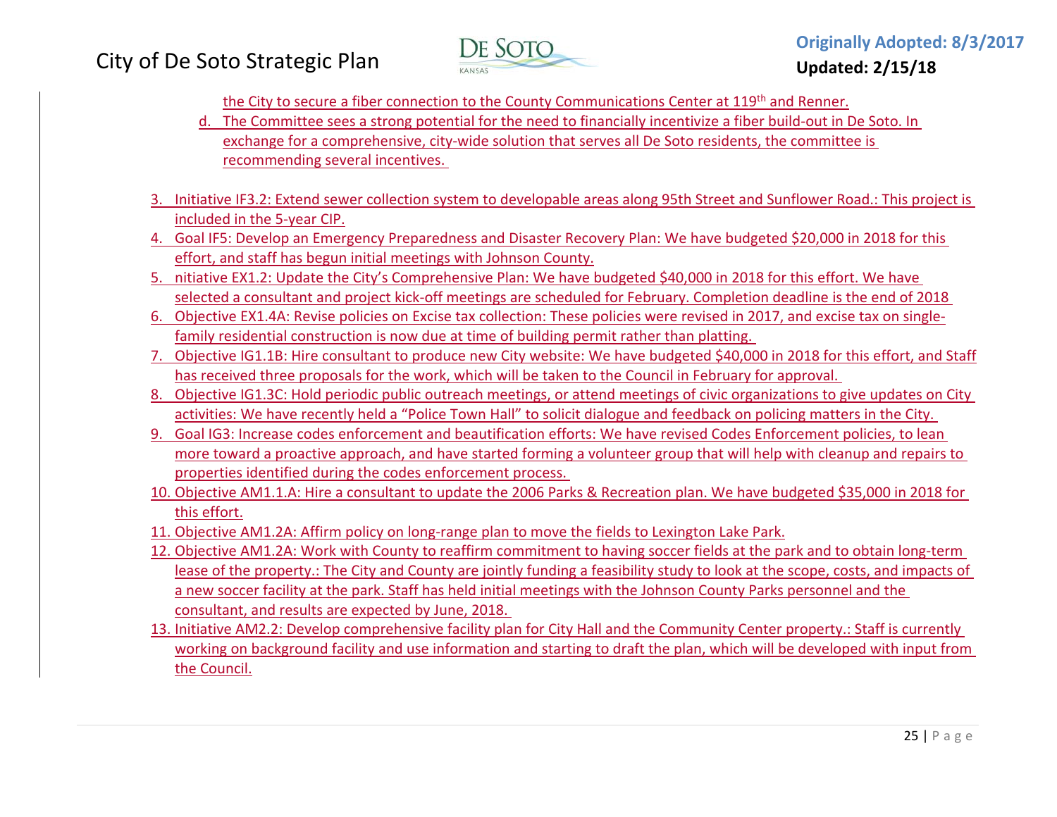the City to secure a fiber connection to the County Communications Center at 119th and Renner.

d. The Committee sees a strong potential for the need to financially incentivize a fiber build-out in De Soto. In exchange for a comprehensive, city-wide solution that serves all De Soto residents, the committee is recommending several incentives.

3. Initiative IF3.2: Extend sewer collection system to developable areas along 95th Street and Sunflower Road.: This project is included in the 5-year CIP.
4. Goal IF5: Develop an Emergency Preparedness and Disaster Recovery Plan: We have budgeted $20,000 in 2018 for this effort, and staff has begun initial meetings with Johnson County.
5. nitiative EX1.2: Update the City's Comprehensive Plan: We have budgeted $40,000 in 2018 for this effort. We have selected a consultant and project kick-off meetings are scheduled for February. Completion deadline is the end of 2018
6. Objective EX1.4A: Revise policies on Excise tax collection: These policies were revised in 2017, and excise tax on single-family residential construction is now due at time of building permit rather than platting.
7. Objective IG1.1B: Hire consultant to produce new City website: We have budgeted $40,000 in 2018 for this effort, and Staff has received three proposals for the work, which will be taken to the Council in February for approval.
8. Objective IG1.3C: Hold periodic public outreach meetings, or attend meetings of civic organizations to give updates on City activities: We have recently held a "Police Town Hall" to solicit dialogue and feedback on policing matters in the City.
9. Goal IG3: Increase codes enforcement and beautification efforts: We have revised Codes Enforcement policies, to lean more toward a proactive approach, and have started forming a volunteer group that will help with cleanup and repairs to properties identified during the codes enforcement process.
10. Objective AM1.1.A: Hire a consultant to update the 2006 Parks & Recreation plan. We have budgeted $35,000 in 2018 for this effort.
11. Objective AM1.2A: Affirm policy on long-range plan to move the fields to Lexington Lake Park.
12. Objective AM1.2A: Work with County to reaffirm commitment to having soccer fields at the park and to obtain long-term lease of the property.: The City and County are jointly funding a feasibility study to look at the scope, costs, and impacts of a new soccer facility at the park. Staff has held initial meetings with the Johnson County Parks personnel and the consultant, and results are expected by June, 2018.
13. Initiative AM2.2: Develop comprehensive facility plan for City Hall and the Community Center property.: Staff is currently working on background facility and use information and starting to draft the plan, which will be developed with input from the Council.